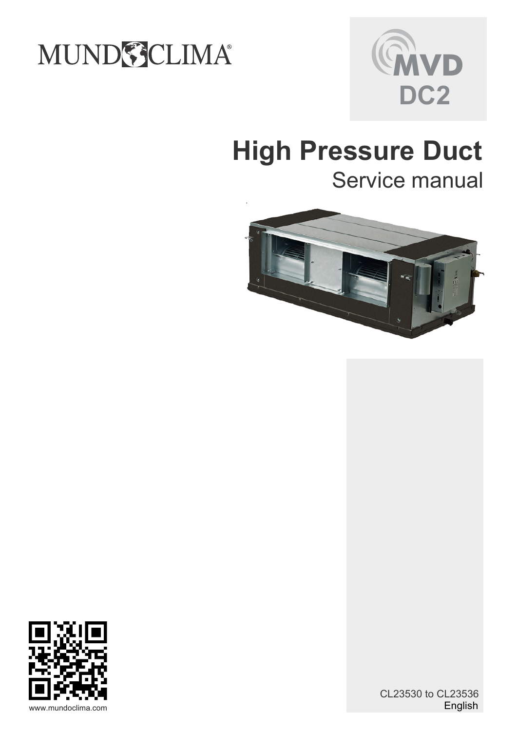MUNDOCLIMA®

MVD DC2

# High Pressure Duct

## Service manual

www.mundoclima.com

CL23530 to CL23536

English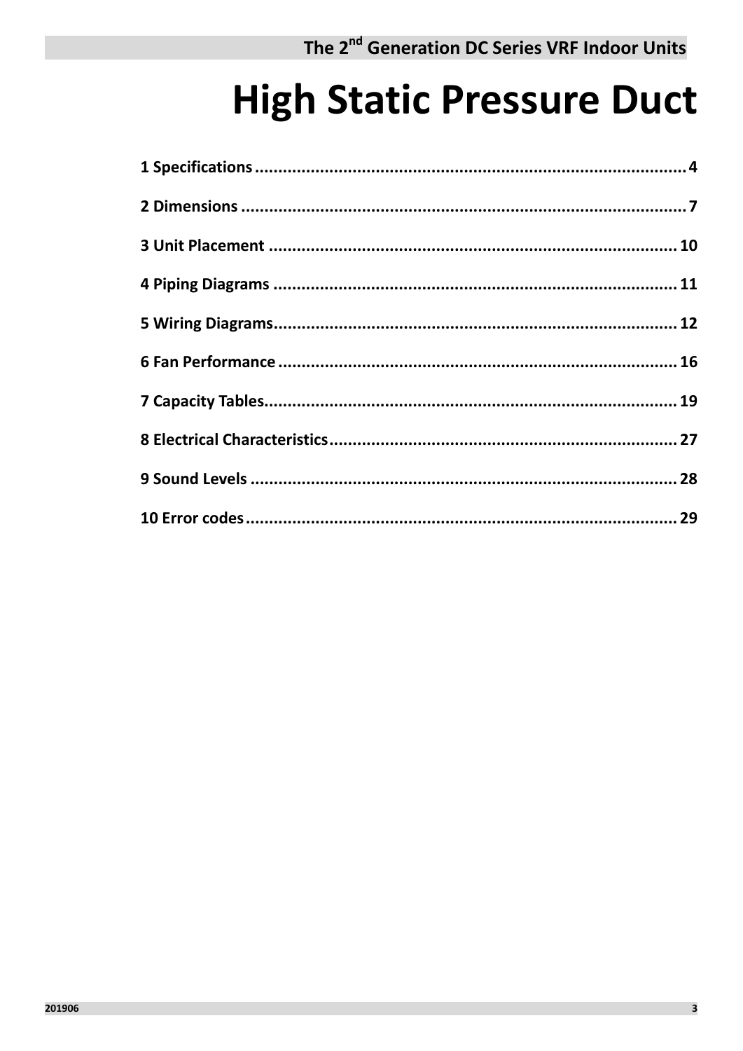# High Static Pressure Duct

1 Specifications .......... 4

2 Dimensions .......... 7

3 Unit Placement .......... 10

4 Piping Diagrams .......... 11

5 Wiring Diagrams .......... 12

6 Fan Performance .......... 16

7 Capacity Tables .......... 19

8 Electrical Characteristics .......... 27

9 Sound Levels .......... 28

10 Error codes .......... 29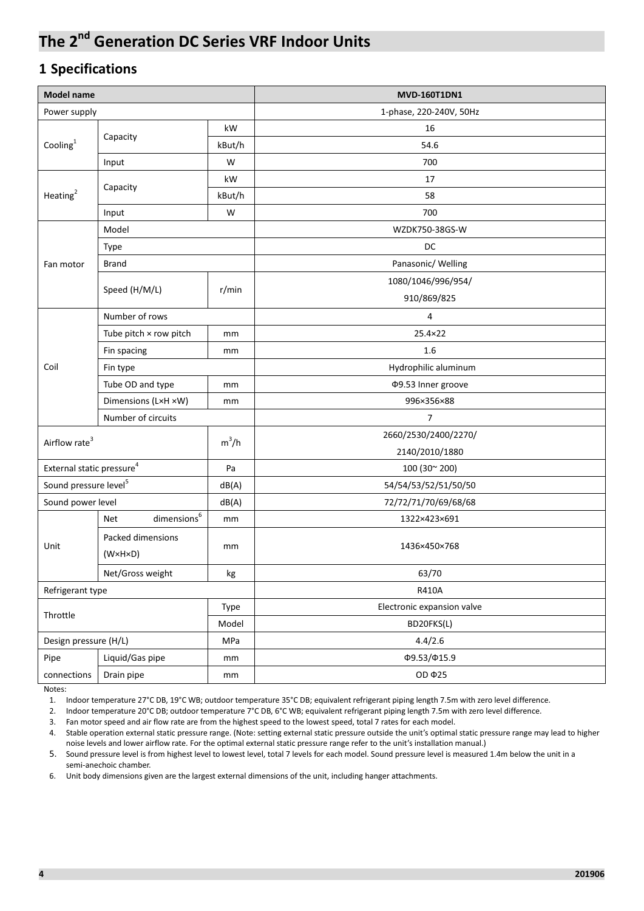# The 2nd Generation DC Series VRF Indoor Units

## 1 Specifications

| Model name | | | MVD-160T1DN1 |
|---|---|---|---|
| Power supply | | | 1-phase, 220-240V, 50Hz |
| Cooling[1] | Capacity | kW | 16 |
| | | kBut/h | 54.6 |
| | Input | W | 700 |
| Heating[2] | Capacity | kW | 17 |
| | | kBut/h | 58 |
| | Input | W | 700 |
| Fan motor | Model | | WZDK750-38GS-W |
| | Type | | DC |
| | Brand | | Panasonic/ Welling |
| | Speed (H/M/L) | r/min | 1080/1046/996/954/ 910/869/825 |
| Coil | Number of rows | | 4 |
| | Tube pitch × row pitch | mm | 25.4×22 |
| | Fin spacing | mm | 1.6 |
| | Fin type | | Hydrophilic aluminum |
| | Tube OD and type | mm | Φ9.53 Inner groove |
| | Dimensions (L×H ×W) | mm | 996×356×88 |
| | Number of circuits | | 7 |
| Airflow rate[3] | | $m^3/h$ | 2660/2530/2400/2270/ 2140/2010/1880 |
| External static pressure[4] | | Pa | 100 (30~ 200) |
| Sound pressure level[5] | | dB(A) | 54/54/53/52/51/50/50 |
| Sound power level | | dB(A) | 72/72/71/70/69/68/68 |
| Unit | Net dimensions[6] | mm | 1322×423×691 |
| | Packed dimensions (W×H×D) | mm | 1436×450×768 |
| | Net/Gross weight | kg | 63/70 |
| Refrigerant type | | | R410A |
| Throttle | | Type | Electronic expansion valve |
| | | Model | BD20FKS(L) |
| Design pressure (H/L) | | MPa | 4.4/2.6 |
| Pipe connections | Liquid/Gas pipe | mm | Φ9.53/Φ15.9 |
| | Drain pipe | mm | OD Φ25 |

Notes:

1. Indoor temperature 27°C DB, 19°C WB; outdoor temperature 35°C DB; equivalent refrigerant piping length 7.5m with zero level difference.
2. Indoor temperature 20°C DB; outdoor temperature 7°C DB, 6°C WB; equivalent refrigerant piping length 7.5m with zero level difference.
3. Fan motor speed and air flow rate are from the highest speed to the lowest speed, total 7 rates for each model.
4. Stable operation external static pressure range. (Note: setting external static pressure outside the unit's optimal static pressure range may lead to higher noise levels and lower airflow rate. For the optimal external static pressure range refer to the unit's installation manual.)
5. Sound pressure level is from highest level to lowest level, total 7 levels for each model. Sound pressure level is measured 1.4m below the unit in a semi-anechoic chamber.
6. Unit body dimensions given are the largest external dimensions of the unit, including hanger attachments.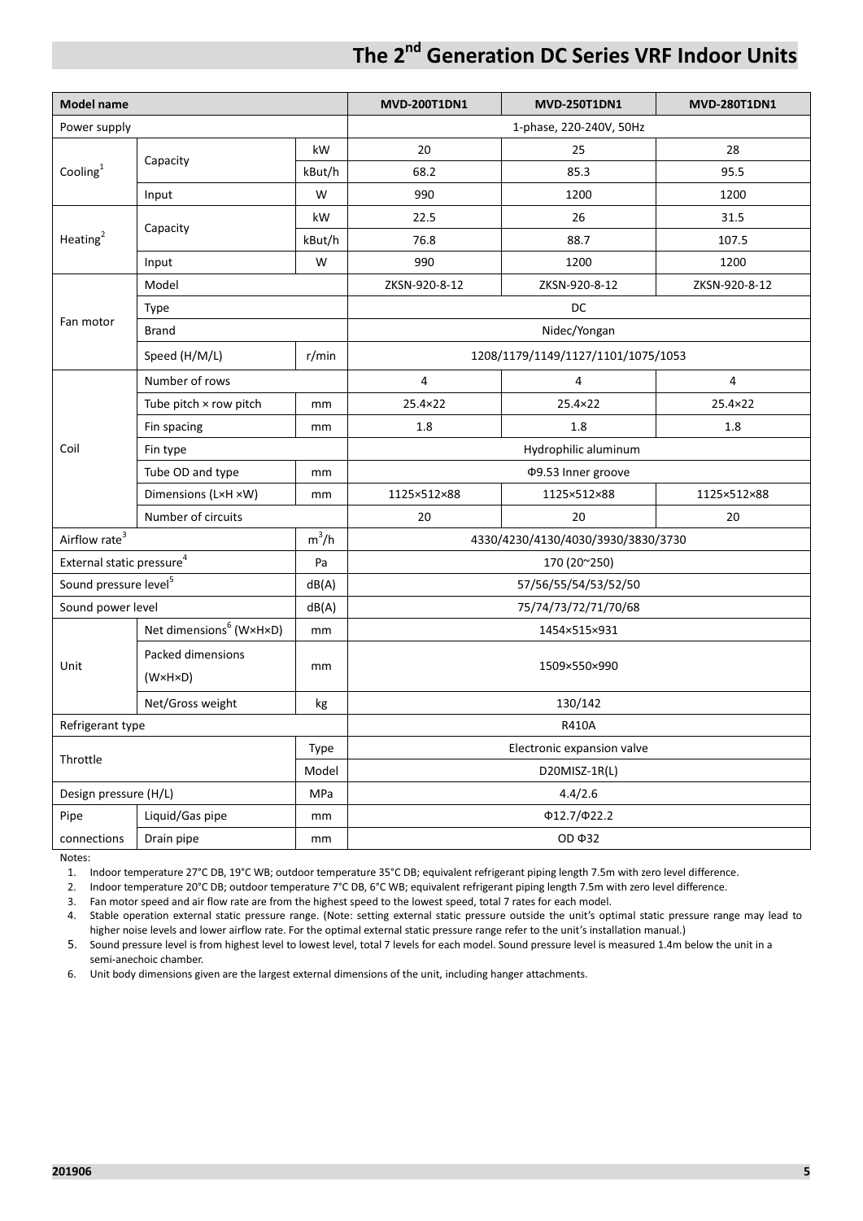# The 2nd Generation DC Series VRF Indoor Units

| Model name | | | MVD-200T1DN1 | MVD-250T1DN1 | MVD-280T1DN1 |
|---|---|---|---|---|---|
| Power supply | | | 1-phase, 220-240V, 50Hz | | |
| Cooling[1] | Capacity | kW | 20 | 25 | 28 |
| | | kBut/h | 68.2 | 85.3 | 95.5 |
| | Input | W | 990 | 1200 | 1200 |
| Heating[2] | Capacity | kW | 22.5 | 26 | 31.5 |
| | | kBut/h | 76.8 | 88.7 | 107.5 |
| | Input | W | 990 | 1200 | 1200 |
| Fan motor | Model | | ZKSN-920-8-12 | ZKSN-920-8-12 | ZKSN-920-8-12 |
| | Type | | DC | | |
| | Brand | | Nidec/Yongan | | |
| | Speed (H/M/L) | r/min | 1208/1179/1149/1127/1101/1075/1053 | | |
| Coil | Number of rows | | 4 | 4 | 4 |
| | Tube pitch × row pitch | mm | 25.4×22 | 25.4×22 | 25.4×22 |
| | Fin spacing | mm | 1.8 | 1.8 | 1.8 |
| | Fin type | | Hydrophilic aluminum | | |
| | Tube OD and type | mm | Φ9.53 Inner groove | | |
| | Dimensions (L×H ×W) | mm | 1125×512×88 | 1125×512×88 | 1125×512×88 |
| | Number of circuits | | 20 | 20 | 20 |
| Airflow rate[3] | | $m^3/h$ | 4330/4230/4130/4030/3930/3830/3730 | | |
| External static pressure[4] | | Pa | 170 (20~250) | | |
| Sound pressure level[5] | | dB(A) | 57/56/55/54/53/52/50 | | |
| Sound power level | | dB(A) | 75/74/73/72/71/70/68 | | |
| Unit | Net dimensions[6] (W×H×D) | mm | 1454×515×931 | | |
| | Packed dimensions (W×H×D) | mm | 1509×550×990 | | |
| | Net/Gross weight | kg | 130/142 | | |
| Refrigerant type | | | R410A | | |
| Throttle | | Type | Electronic expansion valve | | |
| | | Model | D20MISZ-1R(L) | | |
| Design pressure (H/L) | | MPa | 4.4/2.6 | | |
| Pipe connections | Liquid/Gas pipe | mm | Φ12.7/Φ22.2 | | |
| | Drain pipe | mm | OD Φ32 | | |

Notes:

1. Indoor temperature 27°C DB, 19°C WB; outdoor temperature 35°C DB; equivalent refrigerant piping length 7.5m with zero level difference.
2. Indoor temperature 20°C DB; outdoor temperature 7°C DB, 6°C WB; equivalent refrigerant piping length 7.5m with zero level difference.
3. Fan motor speed and air flow rate are from the highest speed to the lowest speed, total 7 rates for each model.
4. Stable operation external static pressure range. (Note: setting external static pressure outside the unit's optimal static pressure range may lead to higher noise levels and lower airflow rate. For the optimal external static pressure range refer to the unit's installation manual.)
5. Sound pressure level is from highest level to lowest level, total 7 levels for each model. Sound pressure level is measured 1.4m below the unit in a semi-anechoic chamber.
6. Unit body dimensions given are the largest external dimensions of the unit, including hanger attachments.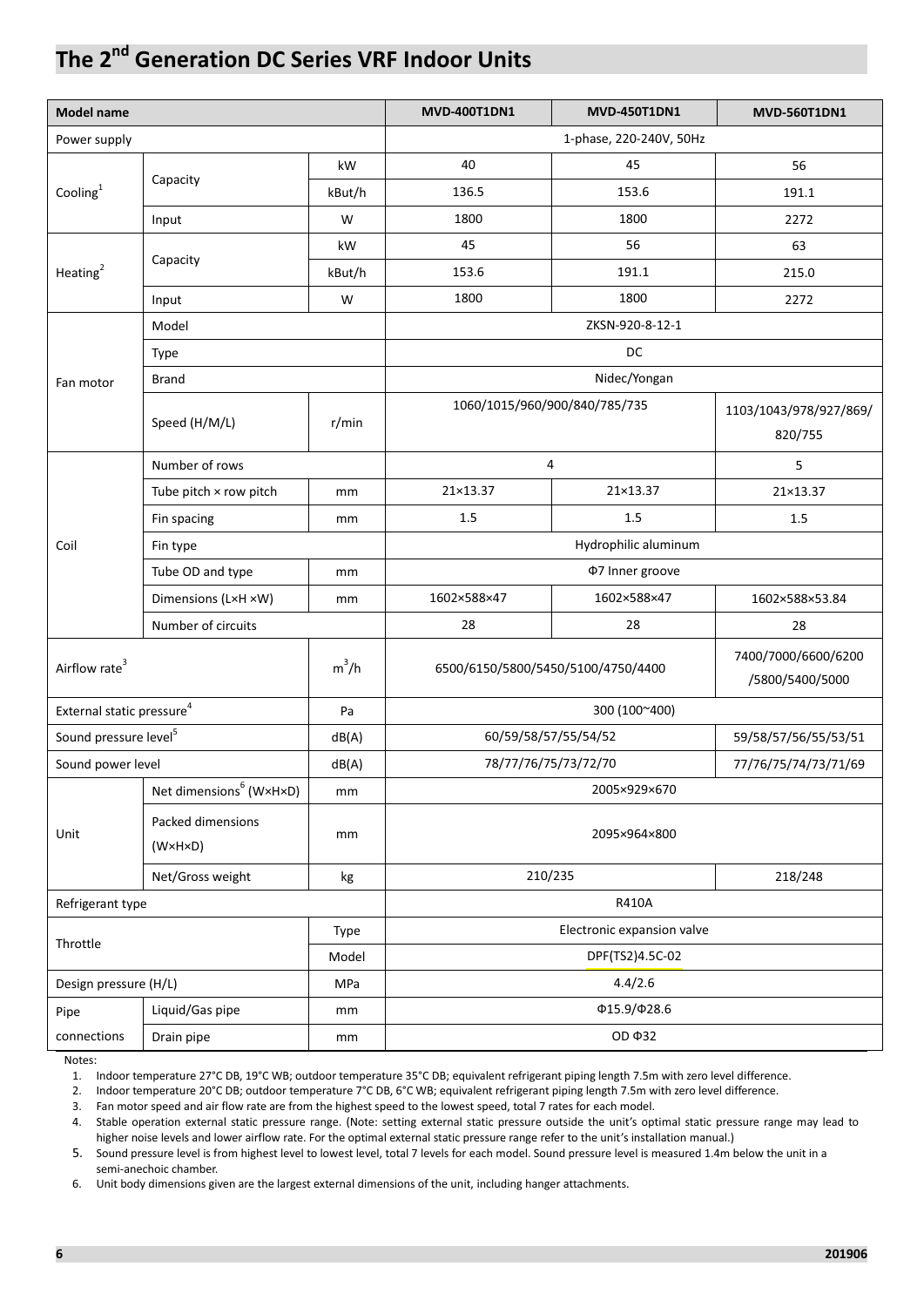# The 2nd Generation DC Series VRF Indoor Units

| Model name | | | MVD-400T1DN1 | MVD-450T1DN1 | MVD-560T1DN1 |
|---|---|---|---|---|---|
| Power supply | | | 1-phase, 220-240V, 50Hz | | |
| Cooling[1] | Capacity | kW | 40 | 45 | 56 |
| | | kBut/h | 136.5 | 153.6 | 191.1 |
| | Input | W | 1800 | 1800 | 2272 |
| Heating[2] | Capacity | kW | 45 | 56 | 63 |
| | | kBut/h | 153.6 | 191.1 | 215.0 |
| | Input | W | 1800 | 1800 | 2272 |
| Fan motor | Model | | ZKSN-920-8-12-1 | | |
| | Type | | DC | | |
| | Brand | | Nidec/Yongan | | |
| | Speed (H/M/L) | r/min | 1060/1015/960/900/840/785/735 | | 1103/1043/978/927/869/820/755 |
| Coil | Number of rows | | 4 | | 5 |
| | Tube pitch × row pitch | mm | 21×13.37 | 21×13.37 | 21×13.37 |
| | Fin spacing | mm | 1.5 | 1.5 | 1.5 |
| | Fin type | | Hydrophilic aluminum | | |
| | Tube OD and type | mm | Φ7 Inner groove | | |
| | Dimensions (L×H ×W) | mm | 1602×588×47 | 1602×588×47 | 1602×588×53.84 |
| | Number of circuits | | 28 | 28 | 28 |
| Airflow rate[3] | | $m^3/h$ | 6500/6150/5800/5450/5100/4750/4400 | | 7400/7000/6600/6200/5800/5400/5000 |
| External static pressure[4] | | Pa | 300 (100~400) | | |
| Sound pressure level[5] | | dB(A) | 60/59/58/57/55/54/52 | | 59/58/57/56/55/53/51 |
| Sound power level | | dB(A) | 78/77/76/75/73/72/70 | | 77/76/75/74/73/71/69 |
| Unit | Net dimensions[6] (W×H×D) | mm | 2005×929×670 | | |
| | Packed dimensions (W×H×D) | mm | 2095×964×800 | | |
| | Net/Gross weight | kg | 210/235 | | 218/248 |
| Refrigerant type | | | R410A | | |
| Throttle | | Type | Electronic expansion valve | | |
| | | Model | DPF(TS2)4.5C-02 | | |
| Design pressure (H/L) | | MPa | 4.4/2.6 | | |
| Pipe connections | Liquid/Gas pipe | mm | Φ15.9/Φ28.6 | | |
| | Drain pipe | mm | OD Φ32 | | |

Notes:

1. Indoor temperature 27°C DB, 19°C WB; outdoor temperature 35°C DB; equivalent refrigerant piping length 7.5m with zero level difference.
2. Indoor temperature 20°C DB; outdoor temperature 7°C DB, 6°C WB; equivalent refrigerant piping length 7.5m with zero level difference.
3. Fan motor speed and air flow rate are from the highest speed to the lowest speed, total 7 rates for each model.
4. Stable operation external static pressure range. (Note: setting external static pressure outside the unit's optimal static pressure range may lead to higher noise levels and lower airflow rate. For the optimal external static pressure range refer to the unit's installation manual.)
5. Sound pressure level is from highest level to lowest level, total 7 levels for each model. Sound pressure level is measured 1.4m below the unit in a semi-anechoic chamber.
6. Unit body dimensions given are the largest external dimensions of the unit, including hanger attachments.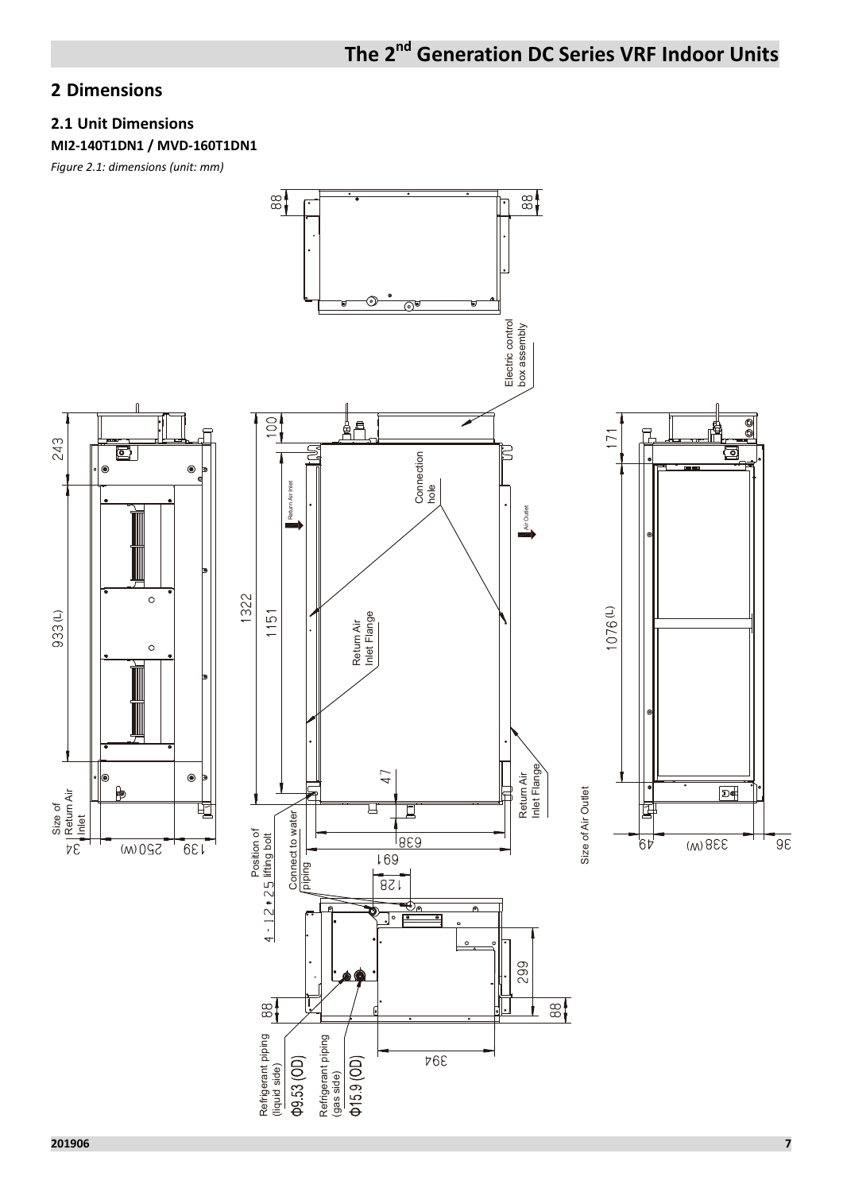## 2 Dimensions

### 2.1 Unit Dimensions

**MI2-140T1DN1 / MVD-160T1DN1**

*Figure 2.1: dimensions (unit: mm)*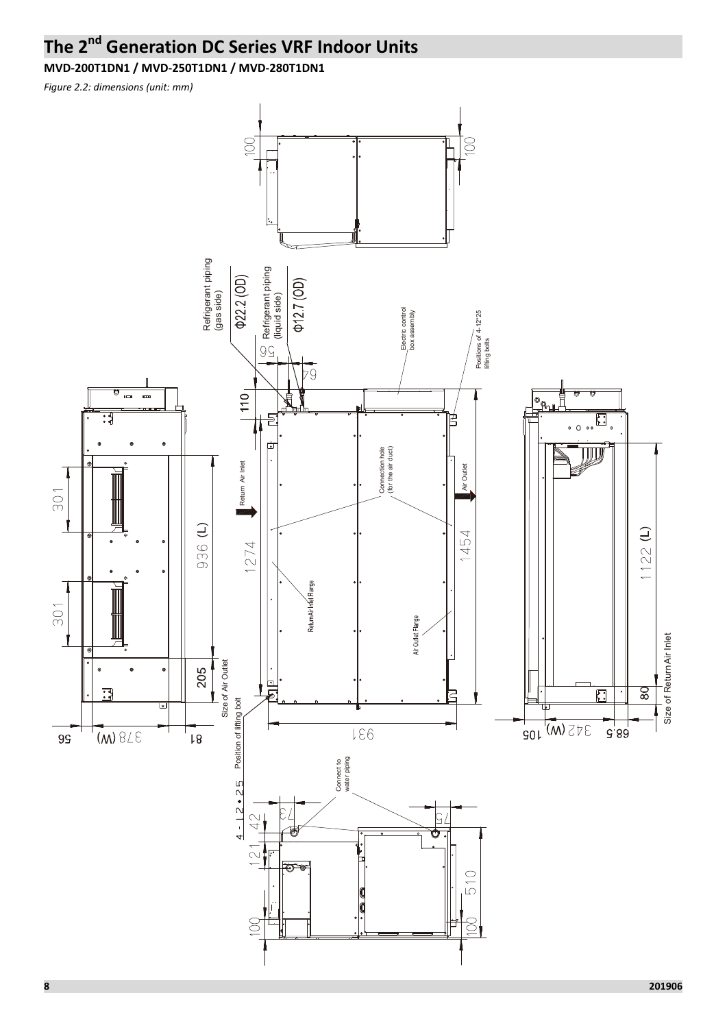# The 2nd Generation DC Series VRF Indoor Units

**MVD-200T1DN1 / MVD-250T1DN1 / MVD-280T1DN1**

*Figure 2.2: dimensions (unit: mm)*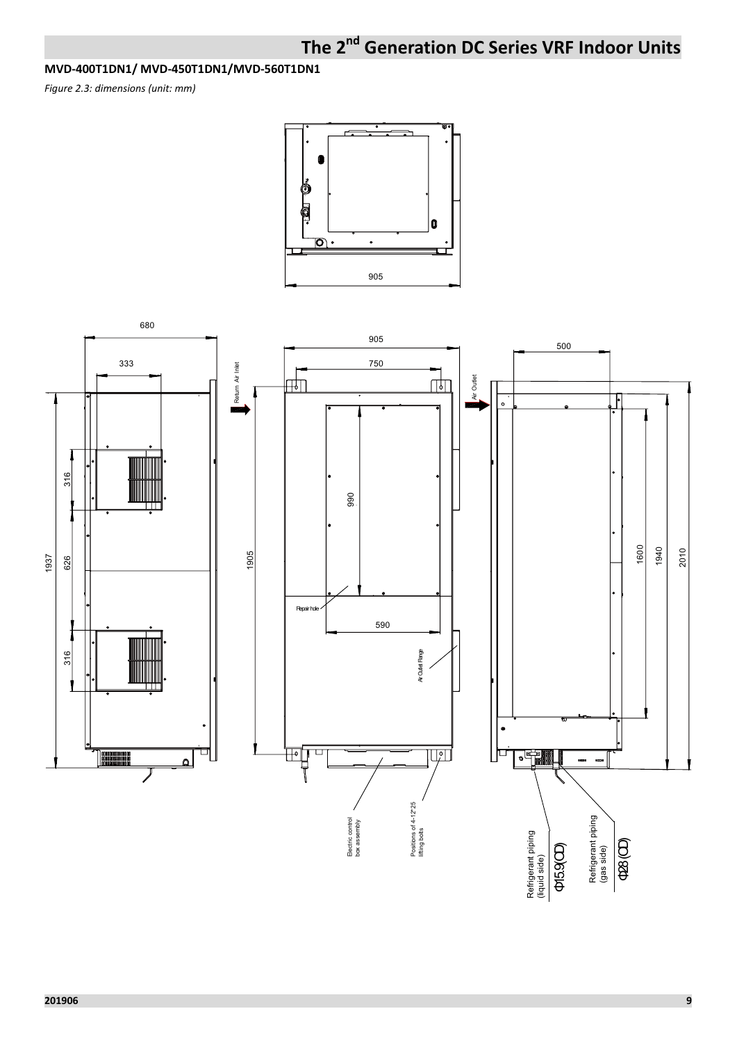### MVD-400T1DN1/ MVD-450T1DN1/MVD-560T1DN1

*Figure 2.3: dimensions (unit: mm)*

905

680

333

316

626

316

1937

Return Air Inlet

905

750

990

1905

Repair hole

590

Air Outlet Flange

Electric control box assembly

Positions of 4-12*25 lifting bolts

Air Outlet

500

1600

1940

2010

Refrigerant piping (liquid side)

Φ15.9(OD)

Refrigerant piping (gas side)

Φ28 (OD)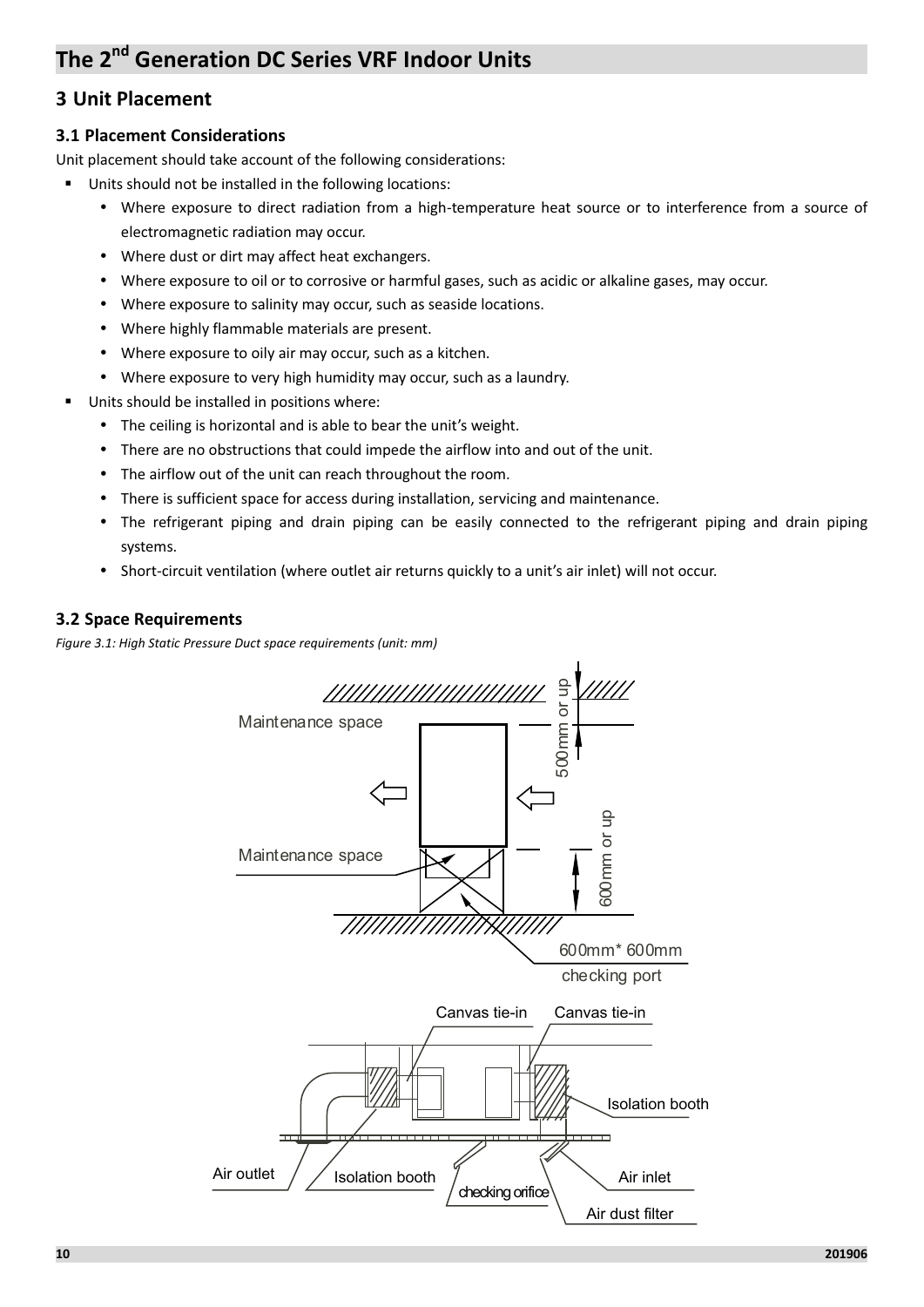## 3 Unit Placement

### 3.1 Placement Considerations

Unit placement should take account of the following considerations:

- Units should not be installed in the following locations:
  - Where exposure to direct radiation from a high-temperature heat source or to interference from a source of electromagnetic radiation may occur.
  - Where dust or dirt may affect heat exchangers.
  - Where exposure to oil or to corrosive or harmful gases, such as acidic or alkaline gases, may occur.
  - Where exposure to salinity may occur, such as seaside locations.
  - Where highly flammable materials are present.
  - Where exposure to oily air may occur, such as a kitchen.
  - Where exposure to very high humidity may occur, such as a laundry.
- Units should be installed in positions where:
  - The ceiling is horizontal and is able to bear the unit's weight.
  - There are no obstructions that could impede the airflow into and out of the unit.
  - The airflow out of the unit can reach throughout the room.
  - There is sufficient space for access during installation, servicing and maintenance.
  - The refrigerant piping and drain piping can be easily connected to the refrigerant piping and drain piping systems.
  - Short-circuit ventilation (where outlet air returns quickly to a unit's air inlet) will not occur.

### 3.2 Space Requirements

*Figure 3.1: High Static Pressure Duct space requirements (unit: mm)*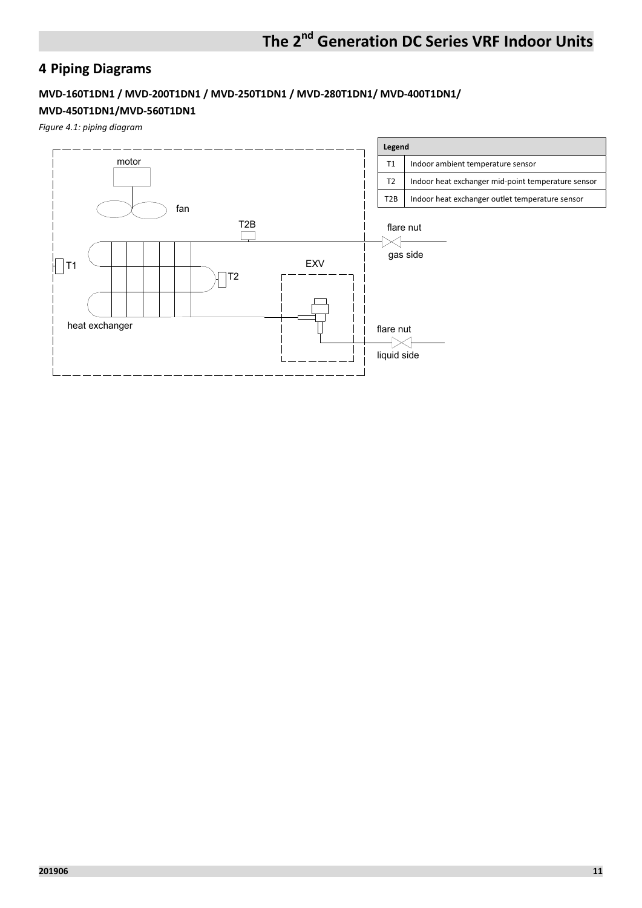## 4 Piping Diagrams

### MVD-160T1DN1 / MVD-200T1DN1 / MVD-250T1DN1 / MVD-280T1DN1/ MVD-400T1DN1/ MVD-450T1DN1/MVD-560T1DN1

*Figure 4.1: piping diagram*

| Legend | |
|---|---|
| T1 | Indoor ambient temperature sensor |
| T2 | Indoor heat exchanger mid-point temperature sensor |
| T2B | Indoor heat exchanger outlet temperature sensor |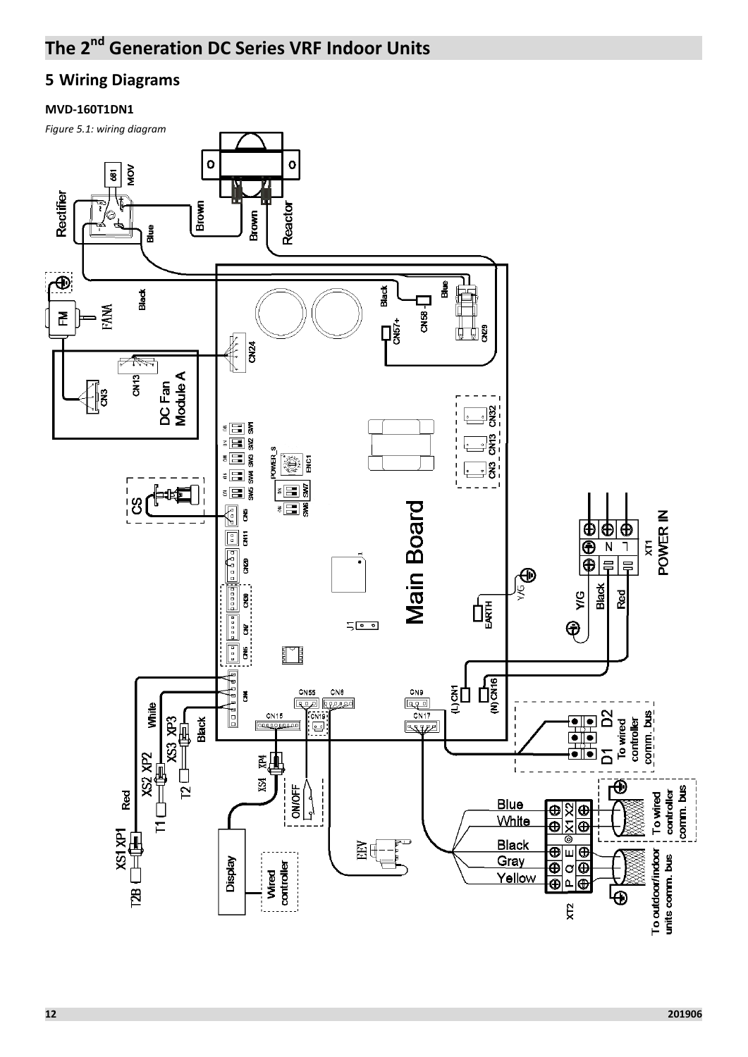## 5 Wiring Diagrams

**MVD-160T1DN1**

*Figure 5.1: wiring diagram*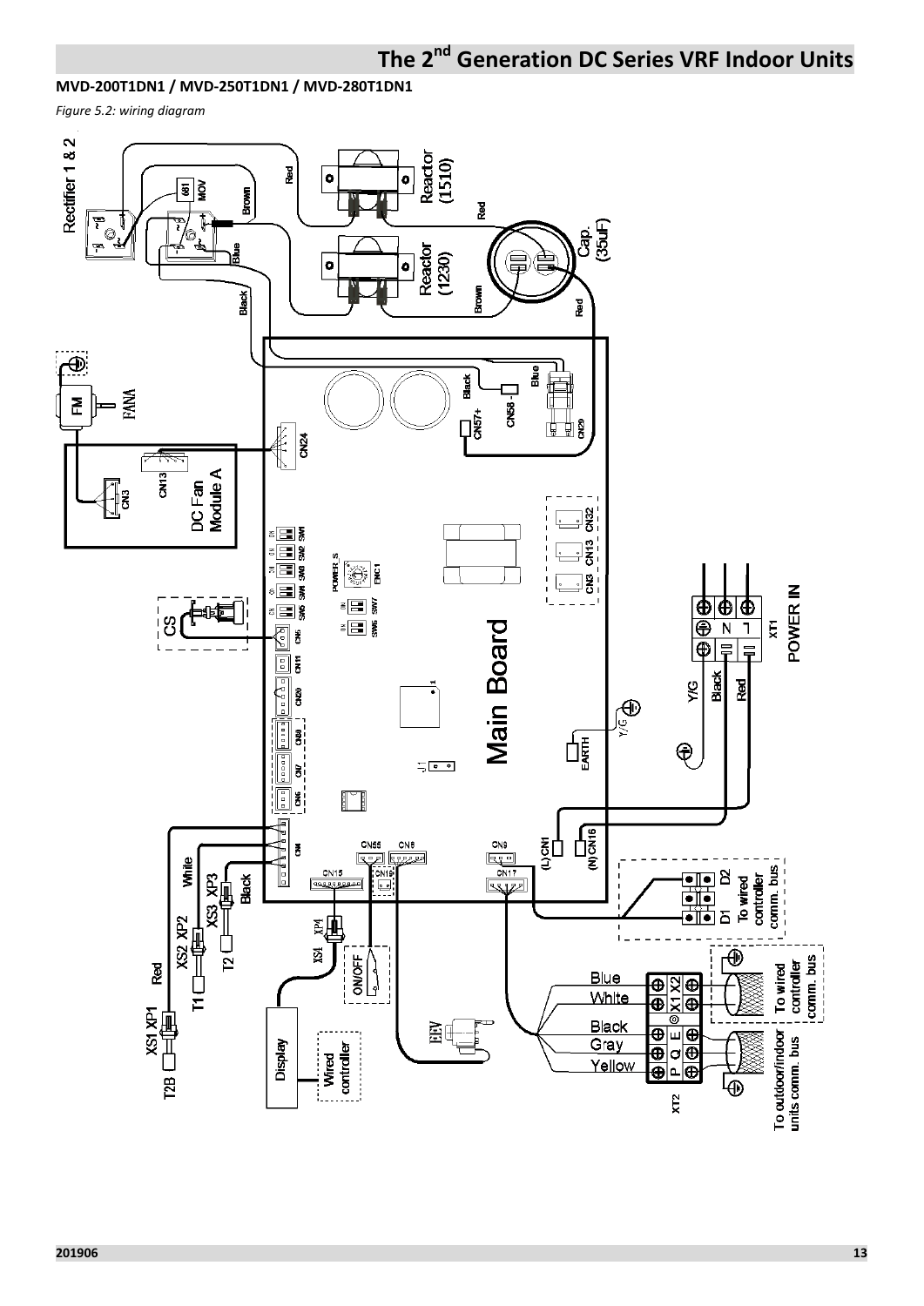### MVD-200T1DN1 / MVD-250T1DN1 / MVD-280T1DN1

*Figure 5.2: wiring diagram*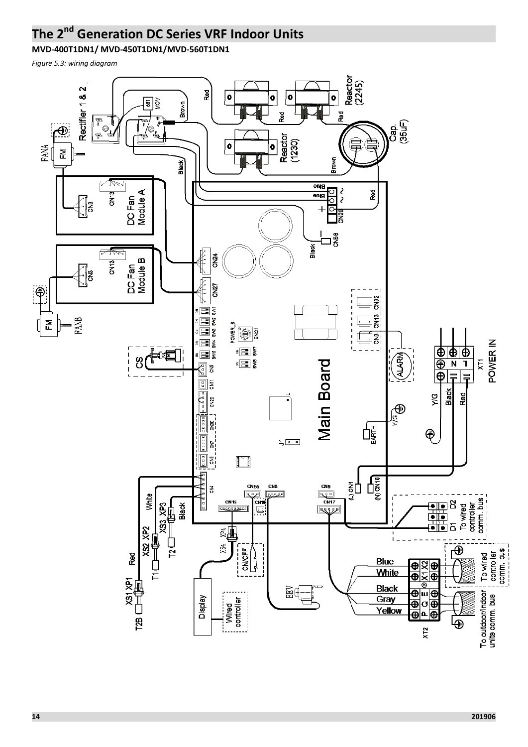# The 2nd Generation DC Series VRF Indoor Units

**MVD-400T1DN1/ MVD-450T1DN1/MVD-560T1DN1**

*Figure 5.3: wiring diagram*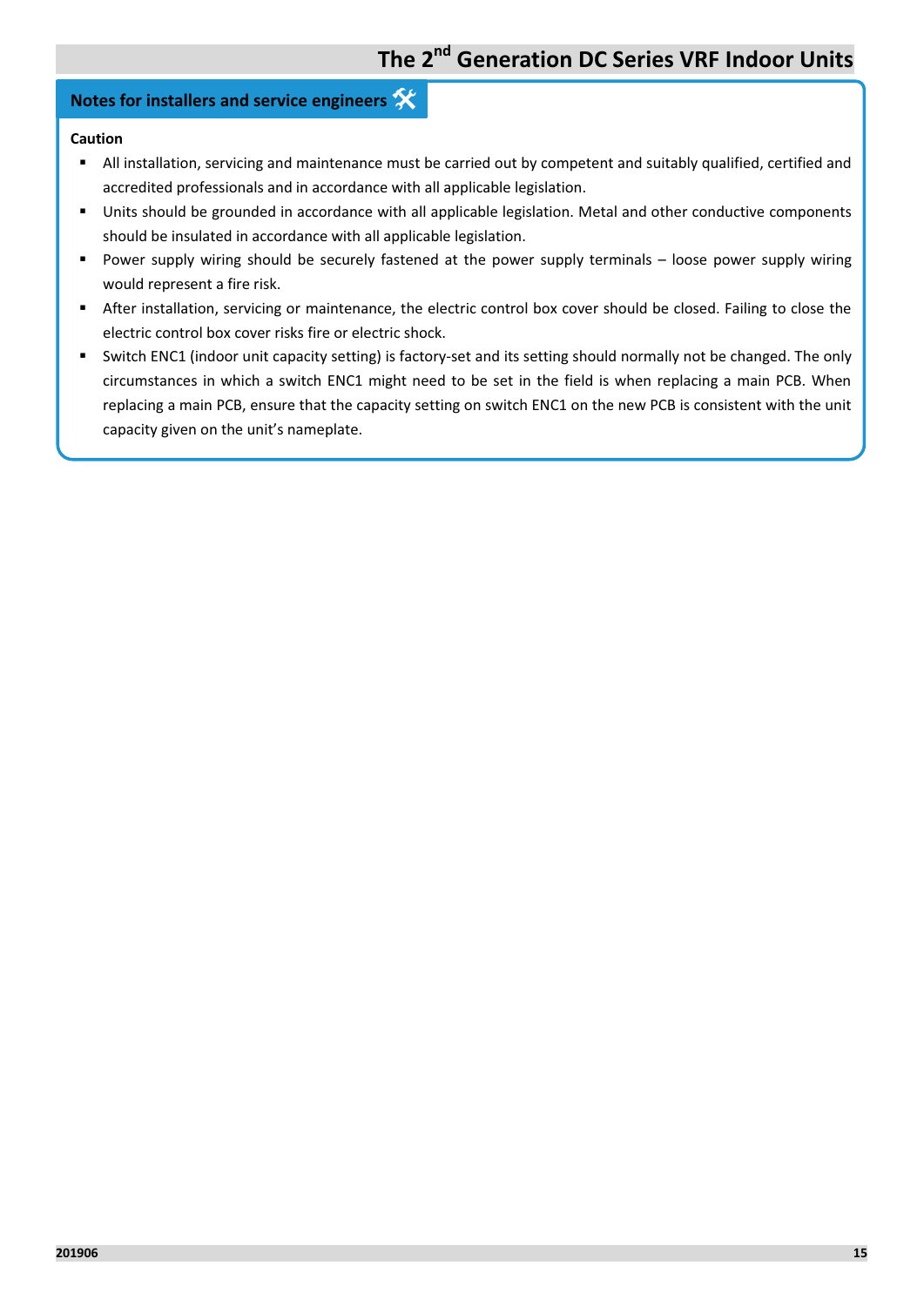## Notes for installers and service engineers

**Caution**

- All installation, servicing and maintenance must be carried out by competent and suitably qualified, certified and accredited professionals and in accordance with all applicable legislation.
- Units should be grounded in accordance with all applicable legislation. Metal and other conductive components should be insulated in accordance with all applicable legislation.
- Power supply wiring should be securely fastened at the power supply terminals – loose power supply wiring would represent a fire risk.
- After installation, servicing or maintenance, the electric control box cover should be closed. Failing to close the electric control box cover risks fire or electric shock.
- Switch ENC1 (indoor unit capacity setting) is factory-set and its setting should normally not be changed. The only circumstances in which a switch ENC1 might need to be set in the field is when replacing a main PCB. When replacing a main PCB, ensure that the capacity setting on switch ENC1 on the new PCB is consistent with the unit capacity given on the unit's nameplate.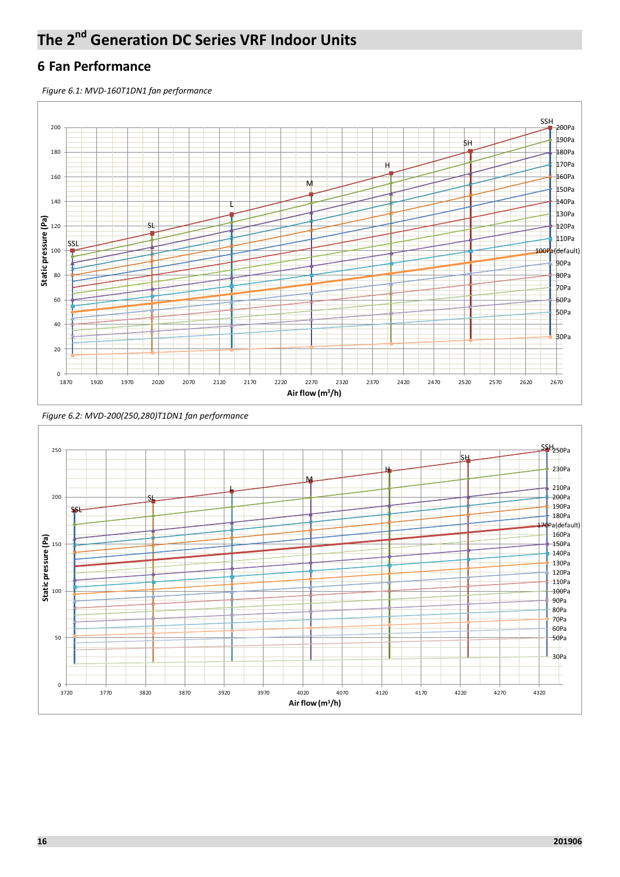# The 2nd Generation DC Series VRF Indoor Units

## 6 Fan Performance

*Figure 6.1: MVD-160T1DN1 fan performance*

*Figure 6.2: MVD-200(250,280)T1DN1 fan performance*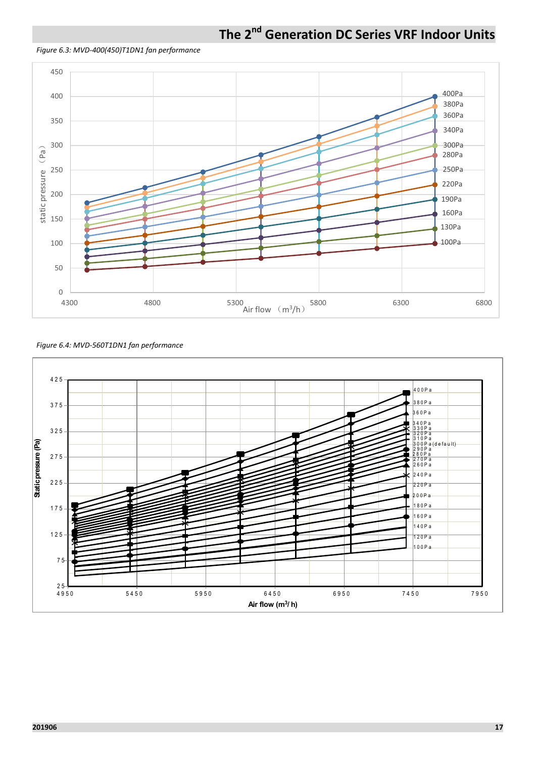*Figure 6.3: MVD-400(450)T1DN1 fan performance*

*Figure 6.4: MVD-560T1DN1 fan performance*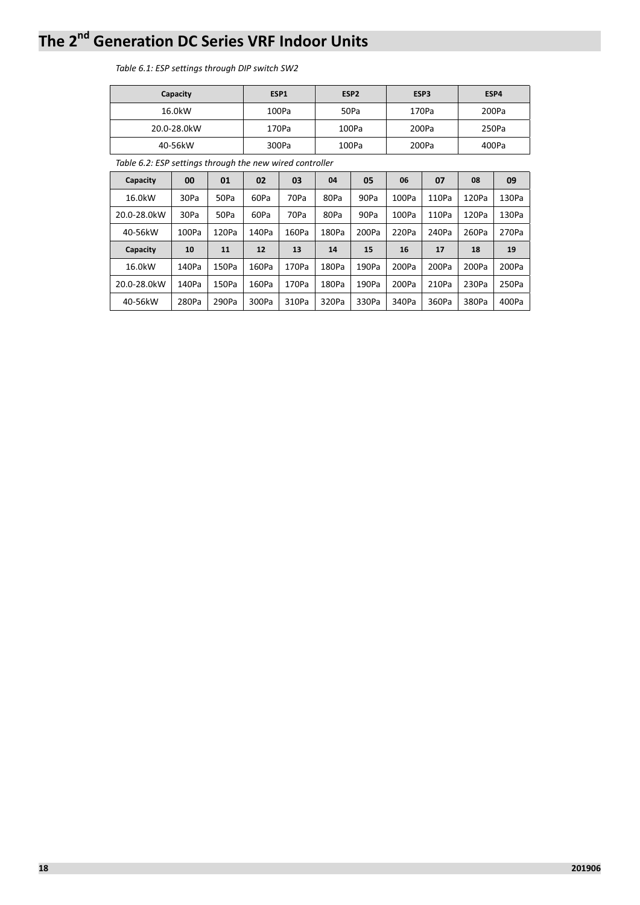*Table 6.1: ESP settings through DIP switch SW2*

| Capacity | ESP1 | ESP2 | ESP3 | ESP4 |
|---|---|---|---|---|
| 16.0kW | 100Pa | 50Pa | 170Pa | 200Pa |
| 20.0-28.0kW | 170Pa | 100Pa | 200Pa | 250Pa |
| 40-56kW | 300Pa | 100Pa | 200Pa | 400Pa |

*Table 6.2: ESP settings through the new wired controller*

| Capacity | 00 | 01 | 02 | 03 | 04 | 05 | 06 | 07 | 08 | 09 |
|---|---|---|---|---|---|---|---|---|---|---|
| 16.0kW | 30Pa | 50Pa | 60Pa | 70Pa | 80Pa | 90Pa | 100Pa | 110Pa | 120Pa | 130Pa |
| 20.0-28.0kW | 30Pa | 50Pa | 60Pa | 70Pa | 80Pa | 90Pa | 100Pa | 110Pa | 120Pa | 130Pa |
| 40-56kW | 100Pa | 120Pa | 140Pa | 160Pa | 180Pa | 200Pa | 220Pa | 240Pa | 260Pa | 270Pa |
| **Capacity** | **10** | **11** | **12** | **13** | **14** | **15** | **16** | **17** | **18** | **19** |
| 16.0kW | 140Pa | 150Pa | 160Pa | 170Pa | 180Pa | 190Pa | 200Pa | 200Pa | 200Pa | 200Pa |
| 20.0-28.0kW | 140Pa | 150Pa | 160Pa | 170Pa | 180Pa | 190Pa | 200Pa | 210Pa | 230Pa | 250Pa |
| 40-56kW | 280Pa | 290Pa | 300Pa | 310Pa | 320Pa | 330Pa | 340Pa | 360Pa | 380Pa | 400Pa |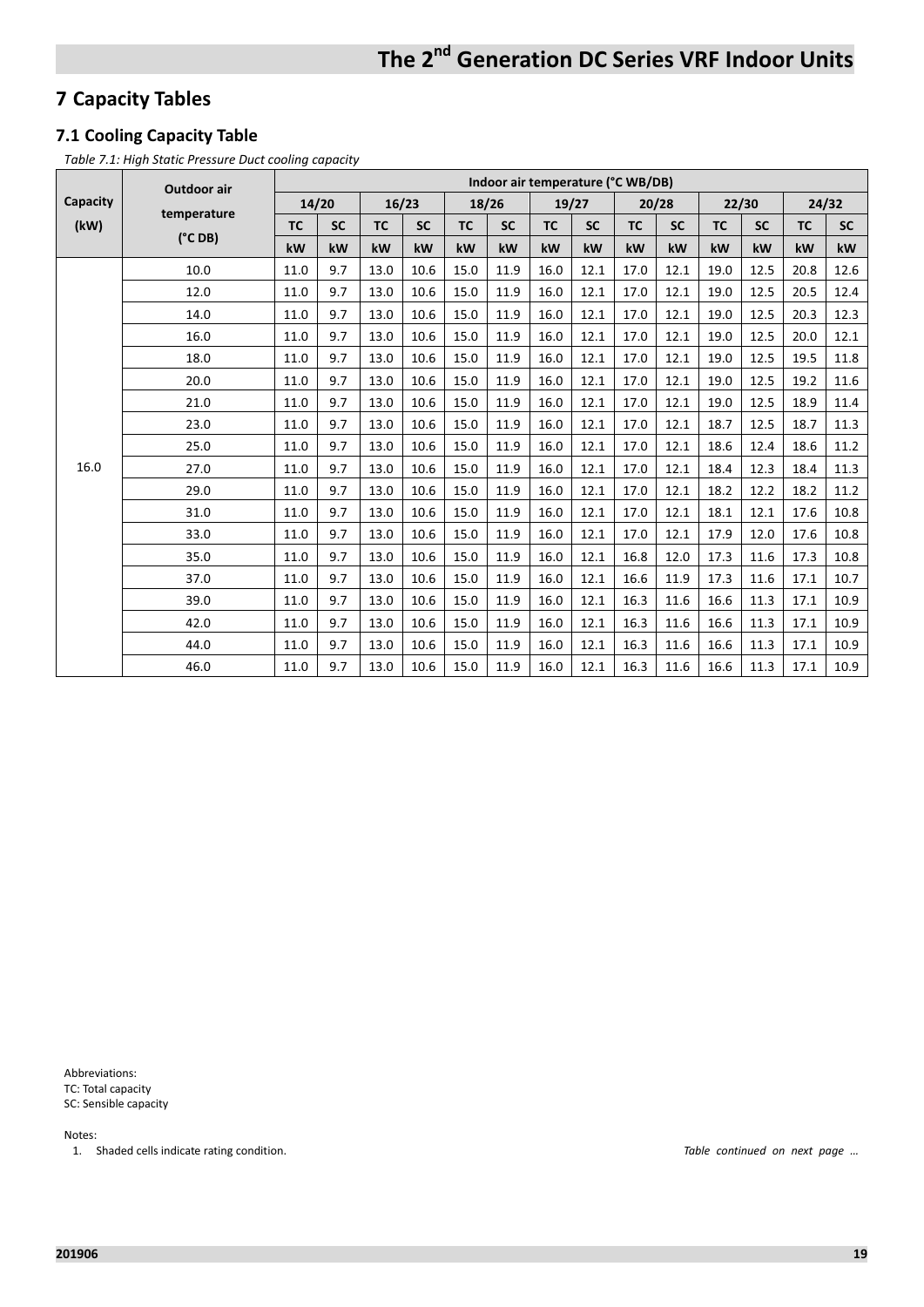## 7 Capacity Tables

### 7.1 Cooling Capacity Table

*Table 7.1: High Static Pressure Duct cooling capacity*

| Capacity (kW) | Outdoor air temperature (°C DB) | Indoor air temperature (°C WB/DB) | | | | | | | | | | | | | |
|---|---|---|---|---|---|---|---|---|---|---|---|---|---|---|---|
| | | 14/20 | | 16/23 | | 18/26 | | 19/27 | | 20/28 | | 22/30 | | 24/32 | |
| | | TC | SC | TC | SC | TC | SC | TC | SC | TC | SC | TC | SC | TC | SC |
| | | kW | kW | kW | kW | kW | kW | kW | kW | kW | kW | kW | kW | kW | kW |
| 16.0 | 10.0 | 11.0 | 9.7 | 13.0 | 10.6 | 15.0 | 11.9 | 16.0 | 12.1 | 17.0 | 12.1 | 19.0 | 12.5 | 20.8 | 12.6 |
| | 12.0 | 11.0 | 9.7 | 13.0 | 10.6 | 15.0 | 11.9 | 16.0 | 12.1 | 17.0 | 12.1 | 19.0 | 12.5 | 20.5 | 12.4 |
| | 14.0 | 11.0 | 9.7 | 13.0 | 10.6 | 15.0 | 11.9 | 16.0 | 12.1 | 17.0 | 12.1 | 19.0 | 12.5 | 20.3 | 12.3 |
| | 16.0 | 11.0 | 9.7 | 13.0 | 10.6 | 15.0 | 11.9 | 16.0 | 12.1 | 17.0 | 12.1 | 19.0 | 12.5 | 20.0 | 12.1 |
| | 18.0 | 11.0 | 9.7 | 13.0 | 10.6 | 15.0 | 11.9 | 16.0 | 12.1 | 17.0 | 12.1 | 19.0 | 12.5 | 19.5 | 11.8 |
| | 20.0 | 11.0 | 9.7 | 13.0 | 10.6 | 15.0 | 11.9 | 16.0 | 12.1 | 17.0 | 12.1 | 19.0 | 12.5 | 19.2 | 11.6 |
| | 21.0 | 11.0 | 9.7 | 13.0 | 10.6 | 15.0 | 11.9 | 16.0 | 12.1 | 17.0 | 12.1 | 19.0 | 12.5 | 18.9 | 11.4 |
| | 23.0 | 11.0 | 9.7 | 13.0 | 10.6 | 15.0 | 11.9 | 16.0 | 12.1 | 17.0 | 12.1 | 18.7 | 12.5 | 18.7 | 11.3 |
| | 25.0 | 11.0 | 9.7 | 13.0 | 10.6 | 15.0 | 11.9 | 16.0 | 12.1 | 17.0 | 12.1 | 18.6 | 12.4 | 18.6 | 11.2 |
| | 27.0 | 11.0 | 9.7 | 13.0 | 10.6 | 15.0 | 11.9 | 16.0 | 12.1 | 17.0 | 12.1 | 18.4 | 12.3 | 18.4 | 11.3 |
| | 29.0 | 11.0 | 9.7 | 13.0 | 10.6 | 15.0 | 11.9 | 16.0 | 12.1 | 17.0 | 12.1 | 18.2 | 12.2 | 18.2 | 11.2 |
| | 31.0 | 11.0 | 9.7 | 13.0 | 10.6 | 15.0 | 11.9 | 16.0 | 12.1 | 17.0 | 12.1 | 18.1 | 12.1 | 17.6 | 10.8 |
| | 33.0 | 11.0 | 9.7 | 13.0 | 10.6 | 15.0 | 11.9 | 16.0 | 12.1 | 17.0 | 12.1 | 17.9 | 12.0 | 17.6 | 10.8 |
| | 35.0 | 11.0 | 9.7 | 13.0 | 10.6 | 15.0 | 11.9 | 16.0 | 12.1 | 16.8 | 12.0 | 17.3 | 11.6 | 17.3 | 10.8 |
| | 37.0 | 11.0 | 9.7 | 13.0 | 10.6 | 15.0 | 11.9 | 16.0 | 12.1 | 16.6 | 11.9 | 17.3 | 11.6 | 17.1 | 10.7 |
| | 39.0 | 11.0 | 9.7 | 13.0 | 10.6 | 15.0 | 11.9 | 16.0 | 12.1 | 16.3 | 11.6 | 16.6 | 11.3 | 17.1 | 10.9 |
| | 42.0 | 11.0 | 9.7 | 13.0 | 10.6 | 15.0 | 11.9 | 16.0 | 12.1 | 16.3 | 11.6 | 16.6 | 11.3 | 17.1 | 10.9 |
| | 44.0 | 11.0 | 9.7 | 13.0 | 10.6 | 15.0 | 11.9 | 16.0 | 12.1 | 16.3 | 11.6 | 16.6 | 11.3 | 17.1 | 10.9 |
| | 46.0 | 11.0 | 9.7 | 13.0 | 10.6 | 15.0 | 11.9 | 16.0 | 12.1 | 16.3 | 11.6 | 16.6 | 11.3 | 17.1 | 10.9 |

Abbreviations:
TC: Total capacity
SC: Sensible capacity

Notes:
1. Shaded cells indicate rating condition.

*Table continued on next page …*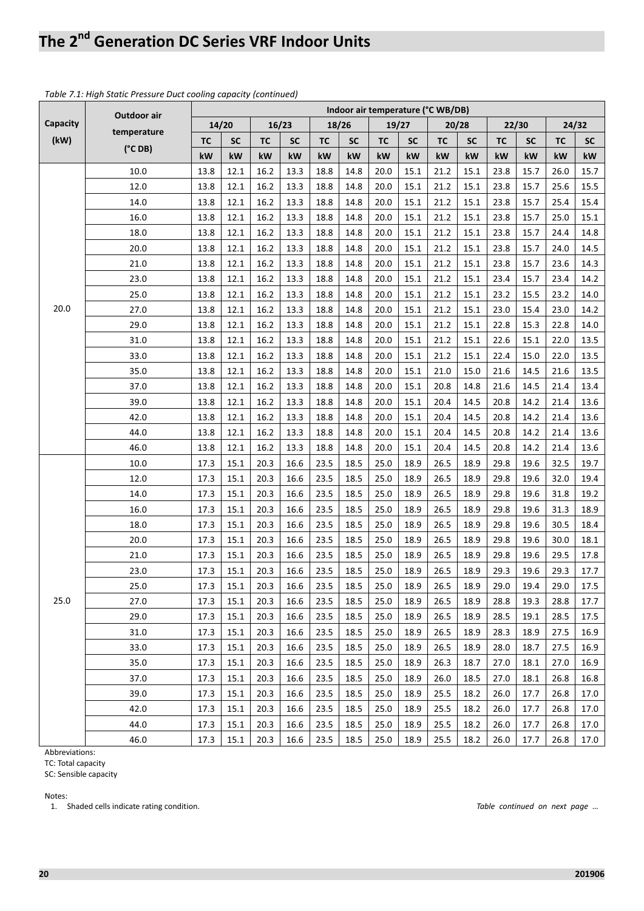# The 2nd Generation DC Series VRF Indoor Units

*Table 7.1: High Static Pressure Duct cooling capacity (continued)*

| Capacity (kW) | Outdoor air temperature (°C DB) | Indoor air temperature (°C WB/DB) | | | | | | | | | | | | | |
|---|---|---|---|---|---|---|---|---|---|---|---|---|---|---|---|
| | | 14/20 | | 16/23 | | 18/26 | | 19/27 | | 20/28 | | 22/30 | | 24/32 | |
| | | TC | SC | TC | SC | TC | SC | TC | SC | TC | SC | TC | SC | TC | SC |
| | | kW | kW | kW | kW | kW | kW | kW | kW | kW | kW | kW | kW | kW | kW |
| 20.0 | 10.0 | 13.8 | 12.1 | 16.2 | 13.3 | 18.8 | 14.8 | 20.0 | 15.1 | 21.2 | 15.1 | 23.8 | 15.7 | 26.0 | 15.7 |
| | 12.0 | 13.8 | 12.1 | 16.2 | 13.3 | 18.8 | 14.8 | 20.0 | 15.1 | 21.2 | 15.1 | 23.8 | 15.7 | 25.6 | 15.5 |
| | 14.0 | 13.8 | 12.1 | 16.2 | 13.3 | 18.8 | 14.8 | 20.0 | 15.1 | 21.2 | 15.1 | 23.8 | 15.7 | 25.4 | 15.4 |
| | 16.0 | 13.8 | 12.1 | 16.2 | 13.3 | 18.8 | 14.8 | 20.0 | 15.1 | 21.2 | 15.1 | 23.8 | 15.7 | 25.0 | 15.1 |
| | 18.0 | 13.8 | 12.1 | 16.2 | 13.3 | 18.8 | 14.8 | 20.0 | 15.1 | 21.2 | 15.1 | 23.8 | 15.7 | 24.4 | 14.8 |
| | 20.0 | 13.8 | 12.1 | 16.2 | 13.3 | 18.8 | 14.8 | 20.0 | 15.1 | 21.2 | 15.1 | 23.8 | 15.7 | 24.0 | 14.5 |
| | 21.0 | 13.8 | 12.1 | 16.2 | 13.3 | 18.8 | 14.8 | 20.0 | 15.1 | 21.2 | 15.1 | 23.8 | 15.7 | 23.6 | 14.3 |
| | 23.0 | 13.8 | 12.1 | 16.2 | 13.3 | 18.8 | 14.8 | 20.0 | 15.1 | 21.2 | 15.1 | 23.4 | 15.7 | 23.4 | 14.2 |
| | 25.0 | 13.8 | 12.1 | 16.2 | 13.3 | 18.8 | 14.8 | 20.0 | 15.1 | 21.2 | 15.1 | 23.2 | 15.5 | 23.2 | 14.0 |
| | 27.0 | 13.8 | 12.1 | 16.2 | 13.3 | 18.8 | 14.8 | 20.0 | 15.1 | 21.2 | 15.1 | 23.0 | 15.4 | 23.0 | 14.2 |
| | 29.0 | 13.8 | 12.1 | 16.2 | 13.3 | 18.8 | 14.8 | 20.0 | 15.1 | 21.2 | 15.1 | 22.8 | 15.3 | 22.8 | 14.0 |
| | 31.0 | 13.8 | 12.1 | 16.2 | 13.3 | 18.8 | 14.8 | 20.0 | 15.1 | 21.2 | 15.1 | 22.6 | 15.1 | 22.0 | 13.5 |
| | 33.0 | 13.8 | 12.1 | 16.2 | 13.3 | 18.8 | 14.8 | 20.0 | 15.1 | 21.2 | 15.1 | 22.4 | 15.0 | 22.0 | 13.5 |
| | 35.0 | 13.8 | 12.1 | 16.2 | 13.3 | 18.8 | 14.8 | 20.0 | 15.1 | 21.0 | 15.0 | 21.6 | 14.5 | 21.6 | 13.5 |
| | 37.0 | 13.8 | 12.1 | 16.2 | 13.3 | 18.8 | 14.8 | 20.0 | 15.1 | 20.8 | 14.8 | 21.6 | 14.5 | 21.4 | 13.4 |
| | 39.0 | 13.8 | 12.1 | 16.2 | 13.3 | 18.8 | 14.8 | 20.0 | 15.1 | 20.4 | 14.5 | 20.8 | 14.2 | 21.4 | 13.6 |
| | 42.0 | 13.8 | 12.1 | 16.2 | 13.3 | 18.8 | 14.8 | 20.0 | 15.1 | 20.4 | 14.5 | 20.8 | 14.2 | 21.4 | 13.6 |
| | 44.0 | 13.8 | 12.1 | 16.2 | 13.3 | 18.8 | 14.8 | 20.0 | 15.1 | 20.4 | 14.5 | 20.8 | 14.2 | 21.4 | 13.6 |
| | 46.0 | 13.8 | 12.1 | 16.2 | 13.3 | 18.8 | 14.8 | 20.0 | 15.1 | 20.4 | 14.5 | 20.8 | 14.2 | 21.4 | 13.6 |
| 25.0 | 10.0 | 17.3 | 15.1 | 20.3 | 16.6 | 23.5 | 18.5 | 25.0 | 18.9 | 26.5 | 18.9 | 29.8 | 19.6 | 32.5 | 19.7 |
| | 12.0 | 17.3 | 15.1 | 20.3 | 16.6 | 23.5 | 18.5 | 25.0 | 18.9 | 26.5 | 18.9 | 29.8 | 19.6 | 32.0 | 19.4 |
| | 14.0 | 17.3 | 15.1 | 20.3 | 16.6 | 23.5 | 18.5 | 25.0 | 18.9 | 26.5 | 18.9 | 29.8 | 19.6 | 31.8 | 19.2 |
| | 16.0 | 17.3 | 15.1 | 20.3 | 16.6 | 23.5 | 18.5 | 25.0 | 18.9 | 26.5 | 18.9 | 29.8 | 19.6 | 31.3 | 18.9 |
| | 18.0 | 17.3 | 15.1 | 20.3 | 16.6 | 23.5 | 18.5 | 25.0 | 18.9 | 26.5 | 18.9 | 29.8 | 19.6 | 30.5 | 18.4 |
| | 20.0 | 17.3 | 15.1 | 20.3 | 16.6 | 23.5 | 18.5 | 25.0 | 18.9 | 26.5 | 18.9 | 29.8 | 19.6 | 30.0 | 18.1 |
| | 21.0 | 17.3 | 15.1 | 20.3 | 16.6 | 23.5 | 18.5 | 25.0 | 18.9 | 26.5 | 18.9 | 29.8 | 19.6 | 29.5 | 17.8 |
| | 23.0 | 17.3 | 15.1 | 20.3 | 16.6 | 23.5 | 18.5 | 25.0 | 18.9 | 26.5 | 18.9 | 29.3 | 19.6 | 29.3 | 17.7 |
| | 25.0 | 17.3 | 15.1 | 20.3 | 16.6 | 23.5 | 18.5 | 25.0 | 18.9 | 26.5 | 18.9 | 29.0 | 19.4 | 29.0 | 17.5 |
| | 27.0 | 17.3 | 15.1 | 20.3 | 16.6 | 23.5 | 18.5 | 25.0 | 18.9 | 26.5 | 18.9 | 28.8 | 19.3 | 28.8 | 17.7 |
| | 29.0 | 17.3 | 15.1 | 20.3 | 16.6 | 23.5 | 18.5 | 25.0 | 18.9 | 26.5 | 18.9 | 28.5 | 19.1 | 28.5 | 17.5 |
| | 31.0 | 17.3 | 15.1 | 20.3 | 16.6 | 23.5 | 18.5 | 25.0 | 18.9 | 26.5 | 18.9 | 28.3 | 18.9 | 27.5 | 16.9 |
| | 33.0 | 17.3 | 15.1 | 20.3 | 16.6 | 23.5 | 18.5 | 25.0 | 18.9 | 26.5 | 18.9 | 28.0 | 18.7 | 27.5 | 16.9 |
| | 35.0 | 17.3 | 15.1 | 20.3 | 16.6 | 23.5 | 18.5 | 25.0 | 18.9 | 26.3 | 18.7 | 27.0 | 18.1 | 27.0 | 16.9 |
| | 37.0 | 17.3 | 15.1 | 20.3 | 16.6 | 23.5 | 18.5 | 25.0 | 18.9 | 26.0 | 18.5 | 27.0 | 18.1 | 26.8 | 16.8 |
| | 39.0 | 17.3 | 15.1 | 20.3 | 16.6 | 23.5 | 18.5 | 25.0 | 18.9 | 25.5 | 18.2 | 26.0 | 17.7 | 26.8 | 17.0 |
| | 42.0 | 17.3 | 15.1 | 20.3 | 16.6 | 23.5 | 18.5 | 25.0 | 18.9 | 25.5 | 18.2 | 26.0 | 17.7 | 26.8 | 17.0 |
| | 44.0 | 17.3 | 15.1 | 20.3 | 16.6 | 23.5 | 18.5 | 25.0 | 18.9 | 25.5 | 18.2 | 26.0 | 17.7 | 26.8 | 17.0 |
| | 46.0 | 17.3 | 15.1 | 20.3 | 16.6 | 23.5 | 18.5 | 25.0 | 18.9 | 25.5 | 18.2 | 26.0 | 17.7 | 26.8 | 17.0 |

Abbreviations:
TC: Total capacity
SC: Sensible capacity

Notes:
1. Shaded cells indicate rating condition.

*Table continued on next page …*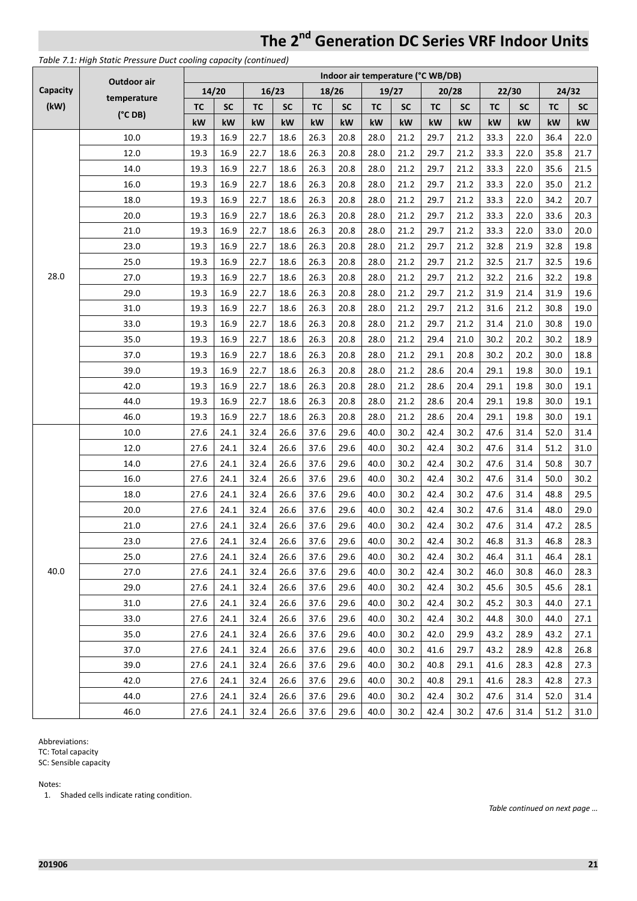*Table 7.1: High Static Pressure Duct cooling capacity (continued)*

| Capacity (kW) | Outdoor air temperature (°C DB) | Indoor air temperature (°C WB/DB) | | | | | | | | | | | | | |
|---|---|---|---|---|---|---|---|---|---|---|---|---|---|---|---|
| | | 14/20 | | 16/23 | | 18/26 | | 19/27 | | 20/28 | | 22/30 | | 24/32 | |
| | | TC | SC | TC | SC | TC | SC | TC | SC | TC | SC | TC | SC | TC | SC |
| | | kW | kW | kW | kW | kW | kW | kW | kW | kW | kW | kW | kW | kW | kW |
| 28.0 | 10.0 | 19.3 | 16.9 | 22.7 | 18.6 | 26.3 | 20.8 | 28.0 | 21.2 | 29.7 | 21.2 | 33.3 | 22.0 | 36.4 | 22.0 |
| | 12.0 | 19.3 | 16.9 | 22.7 | 18.6 | 26.3 | 20.8 | 28.0 | 21.2 | 29.7 | 21.2 | 33.3 | 22.0 | 35.8 | 21.7 |
| | 14.0 | 19.3 | 16.9 | 22.7 | 18.6 | 26.3 | 20.8 | 28.0 | 21.2 | 29.7 | 21.2 | 33.3 | 22.0 | 35.6 | 21.5 |
| | 16.0 | 19.3 | 16.9 | 22.7 | 18.6 | 26.3 | 20.8 | 28.0 | 21.2 | 29.7 | 21.2 | 33.3 | 22.0 | 35.0 | 21.2 |
| | 18.0 | 19.3 | 16.9 | 22.7 | 18.6 | 26.3 | 20.8 | 28.0 | 21.2 | 29.7 | 21.2 | 33.3 | 22.0 | 34.2 | 20.7 |
| | 20.0 | 19.3 | 16.9 | 22.7 | 18.6 | 26.3 | 20.8 | 28.0 | 21.2 | 29.7 | 21.2 | 33.3 | 22.0 | 33.6 | 20.3 |
| | 21.0 | 19.3 | 16.9 | 22.7 | 18.6 | 26.3 | 20.8 | 28.0 | 21.2 | 29.7 | 21.2 | 33.3 | 22.0 | 33.0 | 20.0 |
| | 23.0 | 19.3 | 16.9 | 22.7 | 18.6 | 26.3 | 20.8 | 28.0 | 21.2 | 29.7 | 21.2 | 32.8 | 21.9 | 32.8 | 19.8 |
| | 25.0 | 19.3 | 16.9 | 22.7 | 18.6 | 26.3 | 20.8 | 28.0 | 21.2 | 29.7 | 21.2 | 32.5 | 21.7 | 32.5 | 19.6 |
| | 27.0 | 19.3 | 16.9 | 22.7 | 18.6 | 26.3 | 20.8 | 28.0 | 21.2 | 29.7 | 21.2 | 32.2 | 21.6 | 32.2 | 19.8 |
| | 29.0 | 19.3 | 16.9 | 22.7 | 18.6 | 26.3 | 20.8 | 28.0 | 21.2 | 29.7 | 21.2 | 31.9 | 21.4 | 31.9 | 19.6 |
| | 31.0 | 19.3 | 16.9 | 22.7 | 18.6 | 26.3 | 20.8 | 28.0 | 21.2 | 29.7 | 21.2 | 31.6 | 21.2 | 30.8 | 19.0 |
| | 33.0 | 19.3 | 16.9 | 22.7 | 18.6 | 26.3 | 20.8 | 28.0 | 21.2 | 29.7 | 21.2 | 31.4 | 21.0 | 30.8 | 19.0 |
| | 35.0 | 19.3 | 16.9 | 22.7 | 18.6 | 26.3 | 20.8 | 28.0 | 21.2 | 29.4 | 21.0 | 30.2 | 20.2 | 30.2 | 18.9 |
| | 37.0 | 19.3 | 16.9 | 22.7 | 18.6 | 26.3 | 20.8 | 28.0 | 21.2 | 29.1 | 20.8 | 30.2 | 20.2 | 30.0 | 18.8 |
| | 39.0 | 19.3 | 16.9 | 22.7 | 18.6 | 26.3 | 20.8 | 28.0 | 21.2 | 28.6 | 20.4 | 29.1 | 19.8 | 30.0 | 19.1 |
| | 42.0 | 19.3 | 16.9 | 22.7 | 18.6 | 26.3 | 20.8 | 28.0 | 21.2 | 28.6 | 20.4 | 29.1 | 19.8 | 30.0 | 19.1 |
| | 44.0 | 19.3 | 16.9 | 22.7 | 18.6 | 26.3 | 20.8 | 28.0 | 21.2 | 28.6 | 20.4 | 29.1 | 19.8 | 30.0 | 19.1 |
| | 46.0 | 19.3 | 16.9 | 22.7 | 18.6 | 26.3 | 20.8 | 28.0 | 21.2 | 28.6 | 20.4 | 29.1 | 19.8 | 30.0 | 19.1 |
| 40.0 | 10.0 | 27.6 | 24.1 | 32.4 | 26.6 | 37.6 | 29.6 | 40.0 | 30.2 | 42.4 | 30.2 | 47.6 | 31.4 | 52.0 | 31.4 |
| | 12.0 | 27.6 | 24.1 | 32.4 | 26.6 | 37.6 | 29.6 | 40.0 | 30.2 | 42.4 | 30.2 | 47.6 | 31.4 | 51.2 | 31.0 |
| | 14.0 | 27.6 | 24.1 | 32.4 | 26.6 | 37.6 | 29.6 | 40.0 | 30.2 | 42.4 | 30.2 | 47.6 | 31.4 | 50.8 | 30.7 |
| | 16.0 | 27.6 | 24.1 | 32.4 | 26.6 | 37.6 | 29.6 | 40.0 | 30.2 | 42.4 | 30.2 | 47.6 | 31.4 | 50.0 | 30.2 |
| | 18.0 | 27.6 | 24.1 | 32.4 | 26.6 | 37.6 | 29.6 | 40.0 | 30.2 | 42.4 | 30.2 | 47.6 | 31.4 | 48.8 | 29.5 |
| | 20.0 | 27.6 | 24.1 | 32.4 | 26.6 | 37.6 | 29.6 | 40.0 | 30.2 | 42.4 | 30.2 | 47.6 | 31.4 | 48.0 | 29.0 |
| | 21.0 | 27.6 | 24.1 | 32.4 | 26.6 | 37.6 | 29.6 | 40.0 | 30.2 | 42.4 | 30.2 | 47.6 | 31.4 | 47.2 | 28.5 |
| | 23.0 | 27.6 | 24.1 | 32.4 | 26.6 | 37.6 | 29.6 | 40.0 | 30.2 | 42.4 | 30.2 | 46.8 | 31.3 | 46.8 | 28.3 |
| | 25.0 | 27.6 | 24.1 | 32.4 | 26.6 | 37.6 | 29.6 | 40.0 | 30.2 | 42.4 | 30.2 | 46.4 | 31.1 | 46.4 | 28.1 |
| | 27.0 | 27.6 | 24.1 | 32.4 | 26.6 | 37.6 | 29.6 | 40.0 | 30.2 | 42.4 | 30.2 | 46.0 | 30.8 | 46.0 | 28.3 |
| | 29.0 | 27.6 | 24.1 | 32.4 | 26.6 | 37.6 | 29.6 | 40.0 | 30.2 | 42.4 | 30.2 | 45.6 | 30.5 | 45.6 | 28.1 |
| | 31.0 | 27.6 | 24.1 | 32.4 | 26.6 | 37.6 | 29.6 | 40.0 | 30.2 | 42.4 | 30.2 | 45.2 | 30.3 | 44.0 | 27.1 |
| | 33.0 | 27.6 | 24.1 | 32.4 | 26.6 | 37.6 | 29.6 | 40.0 | 30.2 | 42.4 | 30.2 | 44.8 | 30.0 | 44.0 | 27.1 |
| | 35.0 | 27.6 | 24.1 | 32.4 | 26.6 | 37.6 | 29.6 | 40.0 | 30.2 | 42.0 | 29.9 | 43.2 | 28.9 | 43.2 | 27.1 |
| | 37.0 | 27.6 | 24.1 | 32.4 | 26.6 | 37.6 | 29.6 | 40.0 | 30.2 | 41.6 | 29.7 | 43.2 | 28.9 | 42.8 | 26.8 |
| | 39.0 | 27.6 | 24.1 | 32.4 | 26.6 | 37.6 | 29.6 | 40.0 | 30.2 | 40.8 | 29.1 | 41.6 | 28.3 | 42.8 | 27.3 |
| | 42.0 | 27.6 | 24.1 | 32.4 | 26.6 | 37.6 | 29.6 | 40.0 | 30.2 | 40.8 | 29.1 | 41.6 | 28.3 | 42.8 | 27.3 |
| | 44.0 | 27.6 | 24.1 | 32.4 | 26.6 | 37.6 | 29.6 | 40.0 | 30.2 | 42.4 | 30.2 | 47.6 | 31.4 | 52.0 | 31.4 |
| | 46.0 | 27.6 | 24.1 | 32.4 | 26.6 | 37.6 | 29.6 | 40.0 | 30.2 | 42.4 | 30.2 | 47.6 | 31.4 | 51.2 | 31.0 |

Abbreviations:
TC: Total capacity
SC: Sensible capacity

Notes:
1. Shaded cells indicate rating condition.

*Table continued on next page …*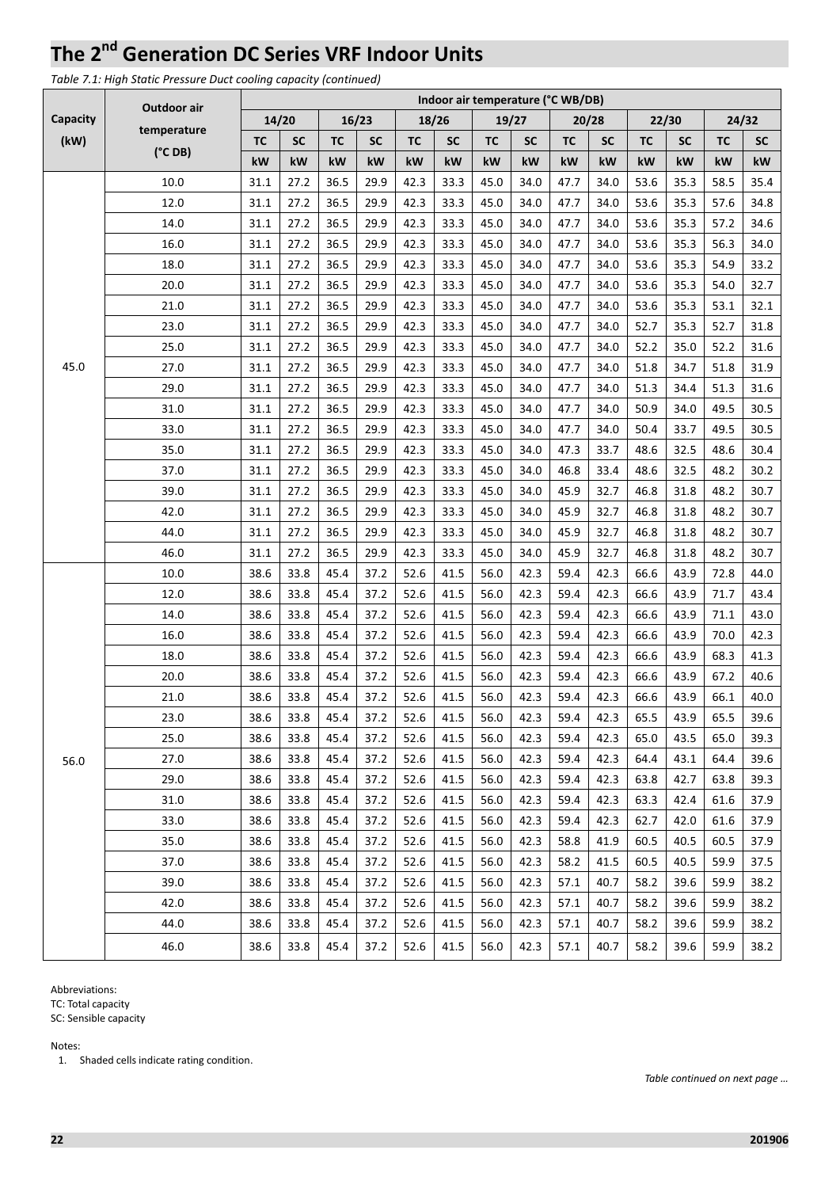# The 2nd Generation DC Series VRF Indoor Units

*Table 7.1: High Static Pressure Duct cooling capacity (continued)*

| Capacity (kW) | Outdoor air temperature (°C DB) | Indoor air temperature (°C WB/DB) | | | | | | | | | | | | | |
|---|---|---|---|---|---|---|---|---|---|---|---|---|---|---|---|
| | | 14/20 | | 16/23 | | 18/26 | | 19/27 | | 20/28 | | 22/30 | | 24/32 | |
| | | TC | SC | TC | SC | TC | SC | TC | SC | TC | SC | TC | SC | TC | SC |
| | | kW | kW | kW | kW | kW | kW | kW | kW | kW | kW | kW | kW | kW | kW |
| 45.0 | 10.0 | 31.1 | 27.2 | 36.5 | 29.9 | 42.3 | 33.3 | 45.0 | 34.0 | 47.7 | 34.0 | 53.6 | 35.3 | 58.5 | 35.4 |
| | 12.0 | 31.1 | 27.2 | 36.5 | 29.9 | 42.3 | 33.3 | 45.0 | 34.0 | 47.7 | 34.0 | 53.6 | 35.3 | 57.6 | 34.8 |
| | 14.0 | 31.1 | 27.2 | 36.5 | 29.9 | 42.3 | 33.3 | 45.0 | 34.0 | 47.7 | 34.0 | 53.6 | 35.3 | 57.2 | 34.6 |
| | 16.0 | 31.1 | 27.2 | 36.5 | 29.9 | 42.3 | 33.3 | 45.0 | 34.0 | 47.7 | 34.0 | 53.6 | 35.3 | 56.3 | 34.0 |
| | 18.0 | 31.1 | 27.2 | 36.5 | 29.9 | 42.3 | 33.3 | 45.0 | 34.0 | 47.7 | 34.0 | 53.6 | 35.3 | 54.9 | 33.2 |
| | 20.0 | 31.1 | 27.2 | 36.5 | 29.9 | 42.3 | 33.3 | 45.0 | 34.0 | 47.7 | 34.0 | 53.6 | 35.3 | 54.0 | 32.7 |
| | 21.0 | 31.1 | 27.2 | 36.5 | 29.9 | 42.3 | 33.3 | 45.0 | 34.0 | 47.7 | 34.0 | 53.6 | 35.3 | 53.1 | 32.1 |
| | 23.0 | 31.1 | 27.2 | 36.5 | 29.9 | 42.3 | 33.3 | 45.0 | 34.0 | 47.7 | 34.0 | 52.7 | 35.3 | 52.7 | 31.8 |
| | 25.0 | 31.1 | 27.2 | 36.5 | 29.9 | 42.3 | 33.3 | 45.0 | 34.0 | 47.7 | 34.0 | 52.2 | 35.0 | 52.2 | 31.6 |
| | 27.0 | 31.1 | 27.2 | 36.5 | 29.9 | 42.3 | 33.3 | 45.0 | 34.0 | 47.7 | 34.0 | 51.8 | 34.7 | 51.8 | 31.9 |
| | 29.0 | 31.1 | 27.2 | 36.5 | 29.9 | 42.3 | 33.3 | 45.0 | 34.0 | 47.7 | 34.0 | 51.3 | 34.4 | 51.3 | 31.6 |
| | 31.0 | 31.1 | 27.2 | 36.5 | 29.9 | 42.3 | 33.3 | 45.0 | 34.0 | 47.7 | 34.0 | 50.9 | 34.0 | 49.5 | 30.5 |
| | 33.0 | 31.1 | 27.2 | 36.5 | 29.9 | 42.3 | 33.3 | 45.0 | 34.0 | 47.7 | 34.0 | 50.4 | 33.7 | 49.5 | 30.5 |
| | 35.0 | 31.1 | 27.2 | 36.5 | 29.9 | 42.3 | 33.3 | 45.0 | 34.0 | 47.3 | 33.7 | 48.6 | 32.5 | 48.6 | 30.4 |
| | 37.0 | 31.1 | 27.2 | 36.5 | 29.9 | 42.3 | 33.3 | 45.0 | 34.0 | 46.8 | 33.4 | 48.6 | 32.5 | 48.2 | 30.2 |
| | 39.0 | 31.1 | 27.2 | 36.5 | 29.9 | 42.3 | 33.3 | 45.0 | 34.0 | 45.9 | 32.7 | 46.8 | 31.8 | 48.2 | 30.7 |
| | 42.0 | 31.1 | 27.2 | 36.5 | 29.9 | 42.3 | 33.3 | 45.0 | 34.0 | 45.9 | 32.7 | 46.8 | 31.8 | 48.2 | 30.7 |
| | 44.0 | 31.1 | 27.2 | 36.5 | 29.9 | 42.3 | 33.3 | 45.0 | 34.0 | 45.9 | 32.7 | 46.8 | 31.8 | 48.2 | 30.7 |
| | 46.0 | 31.1 | 27.2 | 36.5 | 29.9 | 42.3 | 33.3 | 45.0 | 34.0 | 45.9 | 32.7 | 46.8 | 31.8 | 48.2 | 30.7 |
| 56.0 | 10.0 | 38.6 | 33.8 | 45.4 | 37.2 | 52.6 | 41.5 | 56.0 | 42.3 | 59.4 | 42.3 | 66.6 | 43.9 | 72.8 | 44.0 |
| | 12.0 | 38.6 | 33.8 | 45.4 | 37.2 | 52.6 | 41.5 | 56.0 | 42.3 | 59.4 | 42.3 | 66.6 | 43.9 | 71.7 | 43.4 |
| | 14.0 | 38.6 | 33.8 | 45.4 | 37.2 | 52.6 | 41.5 | 56.0 | 42.3 | 59.4 | 42.3 | 66.6 | 43.9 | 71.1 | 43.0 |
| | 16.0 | 38.6 | 33.8 | 45.4 | 37.2 | 52.6 | 41.5 | 56.0 | 42.3 | 59.4 | 42.3 | 66.6 | 43.9 | 70.0 | 42.3 |
| | 18.0 | 38.6 | 33.8 | 45.4 | 37.2 | 52.6 | 41.5 | 56.0 | 42.3 | 59.4 | 42.3 | 66.6 | 43.9 | 68.3 | 41.3 |
| | 20.0 | 38.6 | 33.8 | 45.4 | 37.2 | 52.6 | 41.5 | 56.0 | 42.3 | 59.4 | 42.3 | 66.6 | 43.9 | 67.2 | 40.6 |
| | 21.0 | 38.6 | 33.8 | 45.4 | 37.2 | 52.6 | 41.5 | 56.0 | 42.3 | 59.4 | 42.3 | 66.6 | 43.9 | 66.1 | 40.0 |
| | 23.0 | 38.6 | 33.8 | 45.4 | 37.2 | 52.6 | 41.5 | 56.0 | 42.3 | 59.4 | 42.3 | 65.5 | 43.9 | 65.5 | 39.6 |
| | 25.0 | 38.6 | 33.8 | 45.4 | 37.2 | 52.6 | 41.5 | 56.0 | 42.3 | 59.4 | 42.3 | 65.0 | 43.5 | 65.0 | 39.3 |
| | 27.0 | 38.6 | 33.8 | 45.4 | 37.2 | 52.6 | 41.5 | 56.0 | 42.3 | 59.4 | 42.3 | 64.4 | 43.1 | 64.4 | 39.6 |
| | 29.0 | 38.6 | 33.8 | 45.4 | 37.2 | 52.6 | 41.5 | 56.0 | 42.3 | 59.4 | 42.3 | 63.8 | 42.7 | 63.8 | 39.3 |
| | 31.0 | 38.6 | 33.8 | 45.4 | 37.2 | 52.6 | 41.5 | 56.0 | 42.3 | 59.4 | 42.3 | 63.3 | 42.4 | 61.6 | 37.9 |
| | 33.0 | 38.6 | 33.8 | 45.4 | 37.2 | 52.6 | 41.5 | 56.0 | 42.3 | 59.4 | 42.3 | 62.7 | 42.0 | 61.6 | 37.9 |
| | 35.0 | 38.6 | 33.8 | 45.4 | 37.2 | 52.6 | 41.5 | 56.0 | 42.3 | 58.8 | 41.9 | 60.5 | 40.5 | 60.5 | 37.9 |
| | 37.0 | 38.6 | 33.8 | 45.4 | 37.2 | 52.6 | 41.5 | 56.0 | 42.3 | 58.2 | 41.5 | 60.5 | 40.5 | 59.9 | 37.5 |
| | 39.0 | 38.6 | 33.8 | 45.4 | 37.2 | 52.6 | 41.5 | 56.0 | 42.3 | 57.1 | 40.7 | 58.2 | 39.6 | 59.9 | 38.2 |
| | 42.0 | 38.6 | 33.8 | 45.4 | 37.2 | 52.6 | 41.5 | 56.0 | 42.3 | 57.1 | 40.7 | 58.2 | 39.6 | 59.9 | 38.2 |
| | 44.0 | 38.6 | 33.8 | 45.4 | 37.2 | 52.6 | 41.5 | 56.0 | 42.3 | 57.1 | 40.7 | 58.2 | 39.6 | 59.9 | 38.2 |
| | 46.0 | 38.6 | 33.8 | 45.4 | 37.2 | 52.6 | 41.5 | 56.0 | 42.3 | 57.1 | 40.7 | 58.2 | 39.6 | 59.9 | 38.2 |

Abbreviations:
TC: Total capacity
SC: Sensible capacity

Notes:
1. Shaded cells indicate rating condition.

*Table continued on next page …*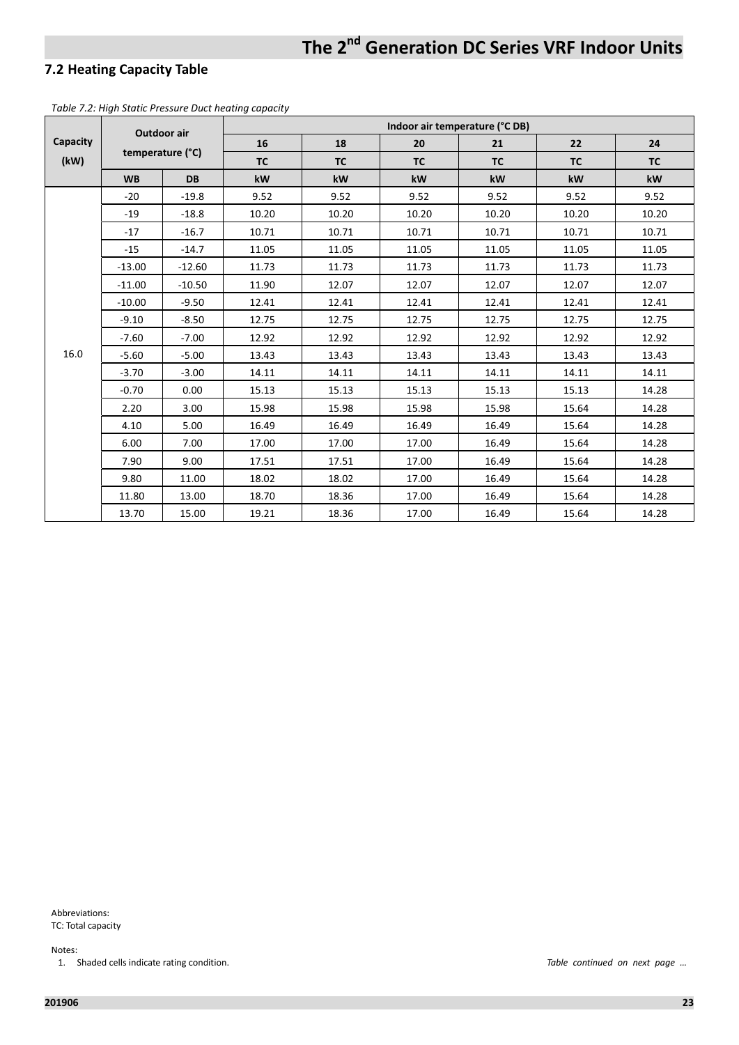## 7.2 Heating Capacity Table

*Table 7.2: High Static Pressure Duct heating capacity*

| Capacity (kW) | Outdoor air temperature (°C) | | Indoor air temperature (°C DB) | | | | | |
|---|---|---|---|---|---|---|---|---|
| | | | 16 | 18 | 20 | 21 | 22 | 24 |
| | | | TC | TC | TC | TC | TC | TC |
| | WB | DB | kW | kW | kW | kW | kW | kW |
| 16.0 | -20 | -19.8 | 9.52 | 9.52 | 9.52 | 9.52 | 9.52 | 9.52 |
| | -19 | -18.8 | 10.20 | 10.20 | 10.20 | 10.20 | 10.20 | 10.20 |
| | -17 | -16.7 | 10.71 | 10.71 | 10.71 | 10.71 | 10.71 | 10.71 |
| | -15 | -14.7 | 11.05 | 11.05 | 11.05 | 11.05 | 11.05 | 11.05 |
| | -13.00 | -12.60 | 11.73 | 11.73 | 11.73 | 11.73 | 11.73 | 11.73 |
| | -11.00 | -10.50 | 11.90 | 12.07 | 12.07 | 12.07 | 12.07 | 12.07 |
| | -10.00 | -9.50 | 12.41 | 12.41 | 12.41 | 12.41 | 12.41 | 12.41 |
| | -9.10 | -8.50 | 12.75 | 12.75 | 12.75 | 12.75 | 12.75 | 12.75 |
| | -7.60 | -7.00 | 12.92 | 12.92 | 12.92 | 12.92 | 12.92 | 12.92 |
| | -5.60 | -5.00 | 13.43 | 13.43 | 13.43 | 13.43 | 13.43 | 13.43 |
| | -3.70 | -3.00 | 14.11 | 14.11 | 14.11 | 14.11 | 14.11 | 14.11 |
| | -0.70 | 0.00 | 15.13 | 15.13 | 15.13 | 15.13 | 15.13 | 14.28 |
| | 2.20 | 3.00 | 15.98 | 15.98 | 15.98 | 15.98 | 15.64 | 14.28 |
| | 4.10 | 5.00 | 16.49 | 16.49 | 16.49 | 16.49 | 15.64 | 14.28 |
| | 6.00 | 7.00 | 17.00 | 17.00 | 17.00 | 16.49 | 15.64 | 14.28 |
| | 7.90 | 9.00 | 17.51 | 17.51 | 17.00 | 16.49 | 15.64 | 14.28 |
| | 9.80 | 11.00 | 18.02 | 18.02 | 17.00 | 16.49 | 15.64 | 14.28 |
| | 11.80 | 13.00 | 18.70 | 18.36 | 17.00 | 16.49 | 15.64 | 14.28 |
| | 13.70 | 15.00 | 19.21 | 18.36 | 17.00 | 16.49 | 15.64 | 14.28 |

Abbreviations:
TC: Total capacity

Notes:
1. Shaded cells indicate rating condition.

*Table continued on next page …*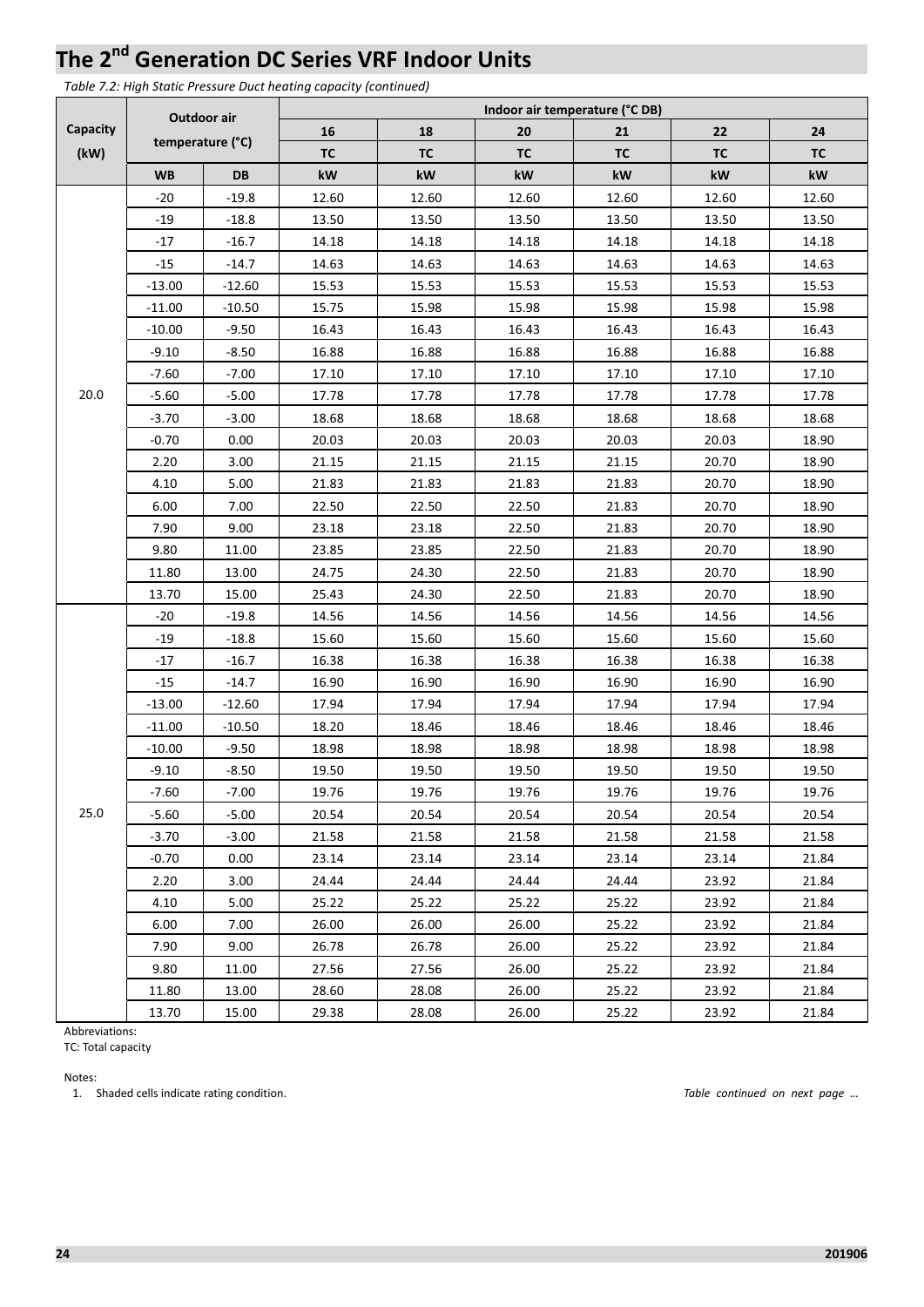# The 2nd Generation DC Series VRF Indoor Units

*Table 7.2: High Static Pressure Duct heating capacity (continued)*

| Capacity (kW) | Outdoor air temperature (°C) | | Indoor air temperature (°C DB) | | | | | |
|---|---|---|---|---|---|---|---|---|
| | | | 16 | 18 | 20 | 21 | 22 | 24 |
| | | | TC | TC | TC | TC | TC | TC |
| | WB | DB | kW | kW | kW | kW | kW | kW |
| 20.0 | -20 | -19.8 | 12.60 | 12.60 | 12.60 | 12.60 | 12.60 | 12.60 |
| | -19 | -18.8 | 13.50 | 13.50 | 13.50 | 13.50 | 13.50 | 13.50 |
| | -17 | -16.7 | 14.18 | 14.18 | 14.18 | 14.18 | 14.18 | 14.18 |
| | -15 | -14.7 | 14.63 | 14.63 | 14.63 | 14.63 | 14.63 | 14.63 |
| | -13.00 | -12.60 | 15.53 | 15.53 | 15.53 | 15.53 | 15.53 | 15.53 |
| | -11.00 | -10.50 | 15.75 | 15.98 | 15.98 | 15.98 | 15.98 | 15.98 |
| | -10.00 | -9.50 | 16.43 | 16.43 | 16.43 | 16.43 | 16.43 | 16.43 |
| | -9.10 | -8.50 | 16.88 | 16.88 | 16.88 | 16.88 | 16.88 | 16.88 |
| | -7.60 | -7.00 | 17.10 | 17.10 | 17.10 | 17.10 | 17.10 | 17.10 |
| | -5.60 | -5.00 | 17.78 | 17.78 | 17.78 | 17.78 | 17.78 | 17.78 |
| | -3.70 | -3.00 | 18.68 | 18.68 | 18.68 | 18.68 | 18.68 | 18.68 |
| | -0.70 | 0.00 | 20.03 | 20.03 | 20.03 | 20.03 | 20.03 | 18.90 |
| | 2.20 | 3.00 | 21.15 | 21.15 | 21.15 | 21.15 | 20.70 | 18.90 |
| | 4.10 | 5.00 | 21.83 | 21.83 | 21.83 | 21.83 | 20.70 | 18.90 |
| | 6.00 | 7.00 | 22.50 | 22.50 | 22.50 | 21.83 | 20.70 | 18.90 |
| | 7.90 | 9.00 | 23.18 | 23.18 | 22.50 | 21.83 | 20.70 | 18.90 |
| | 9.80 | 11.00 | 23.85 | 23.85 | 22.50 | 21.83 | 20.70 | 18.90 |
| | 11.80 | 13.00 | 24.75 | 24.30 | 22.50 | 21.83 | 20.70 | 18.90 |
| | 13.70 | 15.00 | 25.43 | 24.30 | 22.50 | 21.83 | 20.70 | 18.90 |
| 25.0 | -20 | -19.8 | 14.56 | 14.56 | 14.56 | 14.56 | 14.56 | 14.56 |
| | -19 | -18.8 | 15.60 | 15.60 | 15.60 | 15.60 | 15.60 | 15.60 |
| | -17 | -16.7 | 16.38 | 16.38 | 16.38 | 16.38 | 16.38 | 16.38 |
| | -15 | -14.7 | 16.90 | 16.90 | 16.90 | 16.90 | 16.90 | 16.90 |
| | -13.00 | -12.60 | 17.94 | 17.94 | 17.94 | 17.94 | 17.94 | 17.94 |
| | -11.00 | -10.50 | 18.20 | 18.46 | 18.46 | 18.46 | 18.46 | 18.46 |
| | -10.00 | -9.50 | 18.98 | 18.98 | 18.98 | 18.98 | 18.98 | 18.98 |
| | -9.10 | -8.50 | 19.50 | 19.50 | 19.50 | 19.50 | 19.50 | 19.50 |
| | -7.60 | -7.00 | 19.76 | 19.76 | 19.76 | 19.76 | 19.76 | 19.76 |
| | -5.60 | -5.00 | 20.54 | 20.54 | 20.54 | 20.54 | 20.54 | 20.54 |
| | -3.70 | -3.00 | 21.58 | 21.58 | 21.58 | 21.58 | 21.58 | 21.58 |
| | -0.70 | 0.00 | 23.14 | 23.14 | 23.14 | 23.14 | 23.14 | 21.84 |
| | 2.20 | 3.00 | 24.44 | 24.44 | 24.44 | 24.44 | 23.92 | 21.84 |
| | 4.10 | 5.00 | 25.22 | 25.22 | 25.22 | 25.22 | 23.92 | 21.84 |
| | 6.00 | 7.00 | 26.00 | 26.00 | 26.00 | 25.22 | 23.92 | 21.84 |
| | 7.90 | 9.00 | 26.78 | 26.78 | 26.00 | 25.22 | 23.92 | 21.84 |
| | 9.80 | 11.00 | 27.56 | 27.56 | 26.00 | 25.22 | 23.92 | 21.84 |
| | 11.80 | 13.00 | 28.60 | 28.08 | 26.00 | 25.22 | 23.92 | 21.84 |
| | 13.70 | 15.00 | 29.38 | 28.08 | 26.00 | 25.22 | 23.92 | 21.84 |

Abbreviations:
TC: Total capacity

Notes:
1. Shaded cells indicate rating condition.

*Table continued on next page …*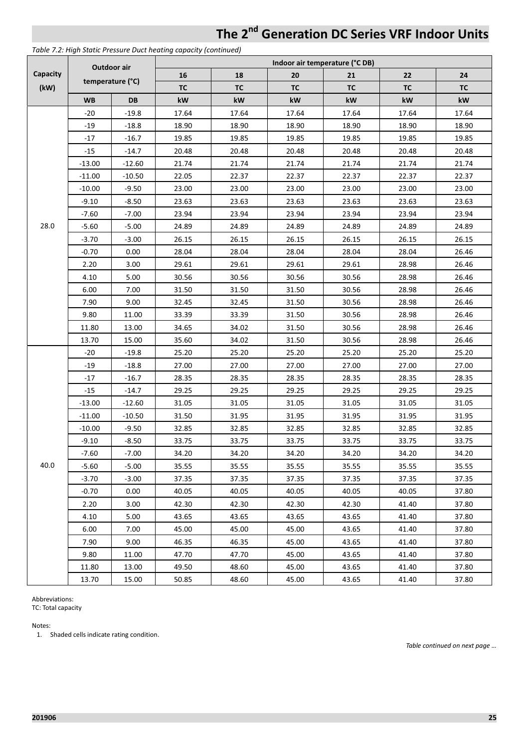# The 2nd Generation DC Series VRF Indoor Units

*Table 7.2: High Static Pressure Duct heating capacity (continued)*

| Capacity (kW) | Outdoor air temperature (°C) | | Indoor air temperature (°C DB) | | | | | |
|---|---|---|---|---|---|---|---|---|
| | | | 16 | 18 | 20 | 21 | 22 | 24 |
| | | | TC | TC | TC | TC | TC | TC |
| | WB | DB | kW | kW | kW | kW | kW | kW |
| 28.0 | -20 | -19.8 | 17.64 | 17.64 | 17.64 | 17.64 | 17.64 | 17.64 |
| | -19 | -18.8 | 18.90 | 18.90 | 18.90 | 18.90 | 18.90 | 18.90 |
| | -17 | -16.7 | 19.85 | 19.85 | 19.85 | 19.85 | 19.85 | 19.85 |
| | -15 | -14.7 | 20.48 | 20.48 | 20.48 | 20.48 | 20.48 | 20.48 |
| | -13.00 | -12.60 | 21.74 | 21.74 | 21.74 | 21.74 | 21.74 | 21.74 |
| | -11.00 | -10.50 | 22.05 | 22.37 | 22.37 | 22.37 | 22.37 | 22.37 |
| | -10.00 | -9.50 | 23.00 | 23.00 | 23.00 | 23.00 | 23.00 | 23.00 |
| | -9.10 | -8.50 | 23.63 | 23.63 | 23.63 | 23.63 | 23.63 | 23.63 |
| | -7.60 | -7.00 | 23.94 | 23.94 | 23.94 | 23.94 | 23.94 | 23.94 |
| | -5.60 | -5.00 | 24.89 | 24.89 | 24.89 | 24.89 | 24.89 | 24.89 |
| | -3.70 | -3.00 | 26.15 | 26.15 | 26.15 | 26.15 | 26.15 | 26.15 |
| | -0.70 | 0.00 | 28.04 | 28.04 | 28.04 | 28.04 | 28.04 | 26.46 |
| | 2.20 | 3.00 | 29.61 | 29.61 | 29.61 | 29.61 | 28.98 | 26.46 |
| | 4.10 | 5.00 | 30.56 | 30.56 | 30.56 | 30.56 | 28.98 | 26.46 |
| | 6.00 | 7.00 | 31.50 | 31.50 | 31.50 | 30.56 | 28.98 | 26.46 |
| | 7.90 | 9.00 | 32.45 | 32.45 | 31.50 | 30.56 | 28.98 | 26.46 |
| | 9.80 | 11.00 | 33.39 | 33.39 | 31.50 | 30.56 | 28.98 | 26.46 |
| | 11.80 | 13.00 | 34.65 | 34.02 | 31.50 | 30.56 | 28.98 | 26.46 |
| | 13.70 | 15.00 | 35.60 | 34.02 | 31.50 | 30.56 | 28.98 | 26.46 |
| 40.0 | -20 | -19.8 | 25.20 | 25.20 | 25.20 | 25.20 | 25.20 | 25.20 |
| | -19 | -18.8 | 27.00 | 27.00 | 27.00 | 27.00 | 27.00 | 27.00 |
| | -17 | -16.7 | 28.35 | 28.35 | 28.35 | 28.35 | 28.35 | 28.35 |
| | -15 | -14.7 | 29.25 | 29.25 | 29.25 | 29.25 | 29.25 | 29.25 |
| | -13.00 | -12.60 | 31.05 | 31.05 | 31.05 | 31.05 | 31.05 | 31.05 |
| | -11.00 | -10.50 | 31.50 | 31.95 | 31.95 | 31.95 | 31.95 | 31.95 |
| | -10.00 | -9.50 | 32.85 | 32.85 | 32.85 | 32.85 | 32.85 | 32.85 |
| | -9.10 | -8.50 | 33.75 | 33.75 | 33.75 | 33.75 | 33.75 | 33.75 |
| | -7.60 | -7.00 | 34.20 | 34.20 | 34.20 | 34.20 | 34.20 | 34.20 |
| | -5.60 | -5.00 | 35.55 | 35.55 | 35.55 | 35.55 | 35.55 | 35.55 |
| | -3.70 | -3.00 | 37.35 | 37.35 | 37.35 | 37.35 | 37.35 | 37.35 |
| | -0.70 | 0.00 | 40.05 | 40.05 | 40.05 | 40.05 | 40.05 | 37.80 |
| | 2.20 | 3.00 | 42.30 | 42.30 | 42.30 | 42.30 | 41.40 | 37.80 |
| | 4.10 | 5.00 | 43.65 | 43.65 | 43.65 | 43.65 | 41.40 | 37.80 |
| | 6.00 | 7.00 | 45.00 | 45.00 | 45.00 | 43.65 | 41.40 | 37.80 |
| | 7.90 | 9.00 | 46.35 | 46.35 | 45.00 | 43.65 | 41.40 | 37.80 |
| | 9.80 | 11.00 | 47.70 | 47.70 | 45.00 | 43.65 | 41.40 | 37.80 |
| | 11.80 | 13.00 | 49.50 | 48.60 | 45.00 | 43.65 | 41.40 | 37.80 |
| | 13.70 | 15.00 | 50.85 | 48.60 | 45.00 | 43.65 | 41.40 | 37.80 |

Abbreviations:
TC: Total capacity

Notes:
1. Shaded cells indicate rating condition.

*Table continued on next page …*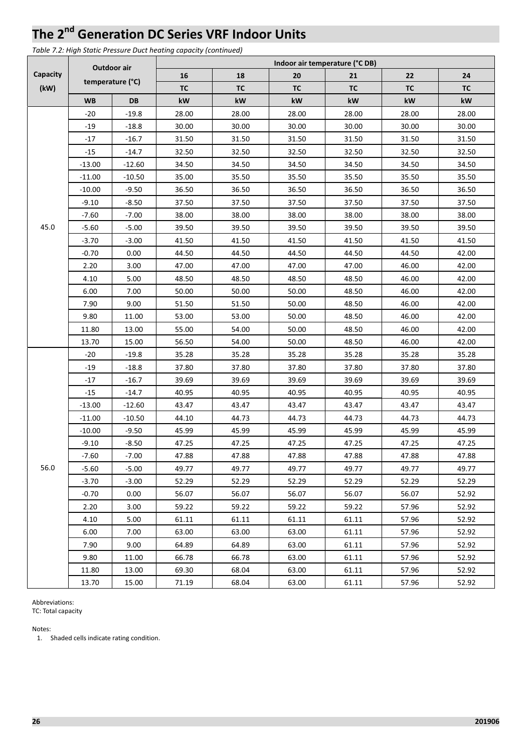# The 2nd Generation DC Series VRF Indoor Units

*Table 7.2: High Static Pressure Duct heating capacity (continued)*

| Capacity (kW) | Outdoor air temperature (°C) | | Indoor air temperature (°C DB) | | | | | |
|---|---|---|---|---|---|---|---|---|
| | | | 16 | 18 | 20 | 21 | 22 | 24 |
| | | | TC | TC | TC | TC | TC | TC |
| | WB | DB | kW | kW | kW | kW | kW | kW |
| 45.0 | -20 | -19.8 | 28.00 | 28.00 | 28.00 | 28.00 | 28.00 | 28.00 |
| | -19 | -18.8 | 30.00 | 30.00 | 30.00 | 30.00 | 30.00 | 30.00 |
| | -17 | -16.7 | 31.50 | 31.50 | 31.50 | 31.50 | 31.50 | 31.50 |
| | -15 | -14.7 | 32.50 | 32.50 | 32.50 | 32.50 | 32.50 | 32.50 |
| | -13.00 | -12.60 | 34.50 | 34.50 | 34.50 | 34.50 | 34.50 | 34.50 |
| | -11.00 | -10.50 | 35.00 | 35.50 | 35.50 | 35.50 | 35.50 | 35.50 |
| | -10.00 | -9.50 | 36.50 | 36.50 | 36.50 | 36.50 | 36.50 | 36.50 |
| | -9.10 | -8.50 | 37.50 | 37.50 | 37.50 | 37.50 | 37.50 | 37.50 |
| | -7.60 | -7.00 | 38.00 | 38.00 | 38.00 | 38.00 | 38.00 | 38.00 |
| | -5.60 | -5.00 | 39.50 | 39.50 | 39.50 | 39.50 | 39.50 | 39.50 |
| | -3.70 | -3.00 | 41.50 | 41.50 | 41.50 | 41.50 | 41.50 | 41.50 |
| | -0.70 | 0.00 | 44.50 | 44.50 | 44.50 | 44.50 | 44.50 | 42.00 |
| | 2.20 | 3.00 | 47.00 | 47.00 | 47.00 | 47.00 | 46.00 | 42.00 |
| | 4.10 | 5.00 | 48.50 | 48.50 | 48.50 | 48.50 | 46.00 | 42.00 |
| | 6.00 | 7.00 | 50.00 | 50.00 | 50.00 | 48.50 | 46.00 | 42.00 |
| | 7.90 | 9.00 | 51.50 | 51.50 | 50.00 | 48.50 | 46.00 | 42.00 |
| | 9.80 | 11.00 | 53.00 | 53.00 | 50.00 | 48.50 | 46.00 | 42.00 |
| | 11.80 | 13.00 | 55.00 | 54.00 | 50.00 | 48.50 | 46.00 | 42.00 |
| | 13.70 | 15.00 | 56.50 | 54.00 | 50.00 | 48.50 | 46.00 | 42.00 |
| 56.0 | -20 | -19.8 | 35.28 | 35.28 | 35.28 | 35.28 | 35.28 | 35.28 |
| | -19 | -18.8 | 37.80 | 37.80 | 37.80 | 37.80 | 37.80 | 37.80 |
| | -17 | -16.7 | 39.69 | 39.69 | 39.69 | 39.69 | 39.69 | 39.69 |
| | -15 | -14.7 | 40.95 | 40.95 | 40.95 | 40.95 | 40.95 | 40.95 |
| | -13.00 | -12.60 | 43.47 | 43.47 | 43.47 | 43.47 | 43.47 | 43.47 |
| | -11.00 | -10.50 | 44.10 | 44.73 | 44.73 | 44.73 | 44.73 | 44.73 |
| | -10.00 | -9.50 | 45.99 | 45.99 | 45.99 | 45.99 | 45.99 | 45.99 |
| | -9.10 | -8.50 | 47.25 | 47.25 | 47.25 | 47.25 | 47.25 | 47.25 |
| | -7.60 | -7.00 | 47.88 | 47.88 | 47.88 | 47.88 | 47.88 | 47.88 |
| | -5.60 | -5.00 | 49.77 | 49.77 | 49.77 | 49.77 | 49.77 | 49.77 |
| | -3.70 | -3.00 | 52.29 | 52.29 | 52.29 | 52.29 | 52.29 | 52.29 |
| | -0.70 | 0.00 | 56.07 | 56.07 | 56.07 | 56.07 | 56.07 | 52.92 |
| | 2.20 | 3.00 | 59.22 | 59.22 | 59.22 | 59.22 | 57.96 | 52.92 |
| | 4.10 | 5.00 | 61.11 | 61.11 | 61.11 | 61.11 | 57.96 | 52.92 |
| | 6.00 | 7.00 | 63.00 | 63.00 | 63.00 | 61.11 | 57.96 | 52.92 |
| | 7.90 | 9.00 | 64.89 | 64.89 | 63.00 | 61.11 | 57.96 | 52.92 |
| | 9.80 | 11.00 | 66.78 | 66.78 | 63.00 | 61.11 | 57.96 | 52.92 |
| | 11.80 | 13.00 | 69.30 | 68.04 | 63.00 | 61.11 | 57.96 | 52.92 |
| | 13.70 | 15.00 | 71.19 | 68.04 | 63.00 | 61.11 | 57.96 | 52.92 |

Abbreviations:
TC: Total capacity

Notes:
1. Shaded cells indicate rating condition.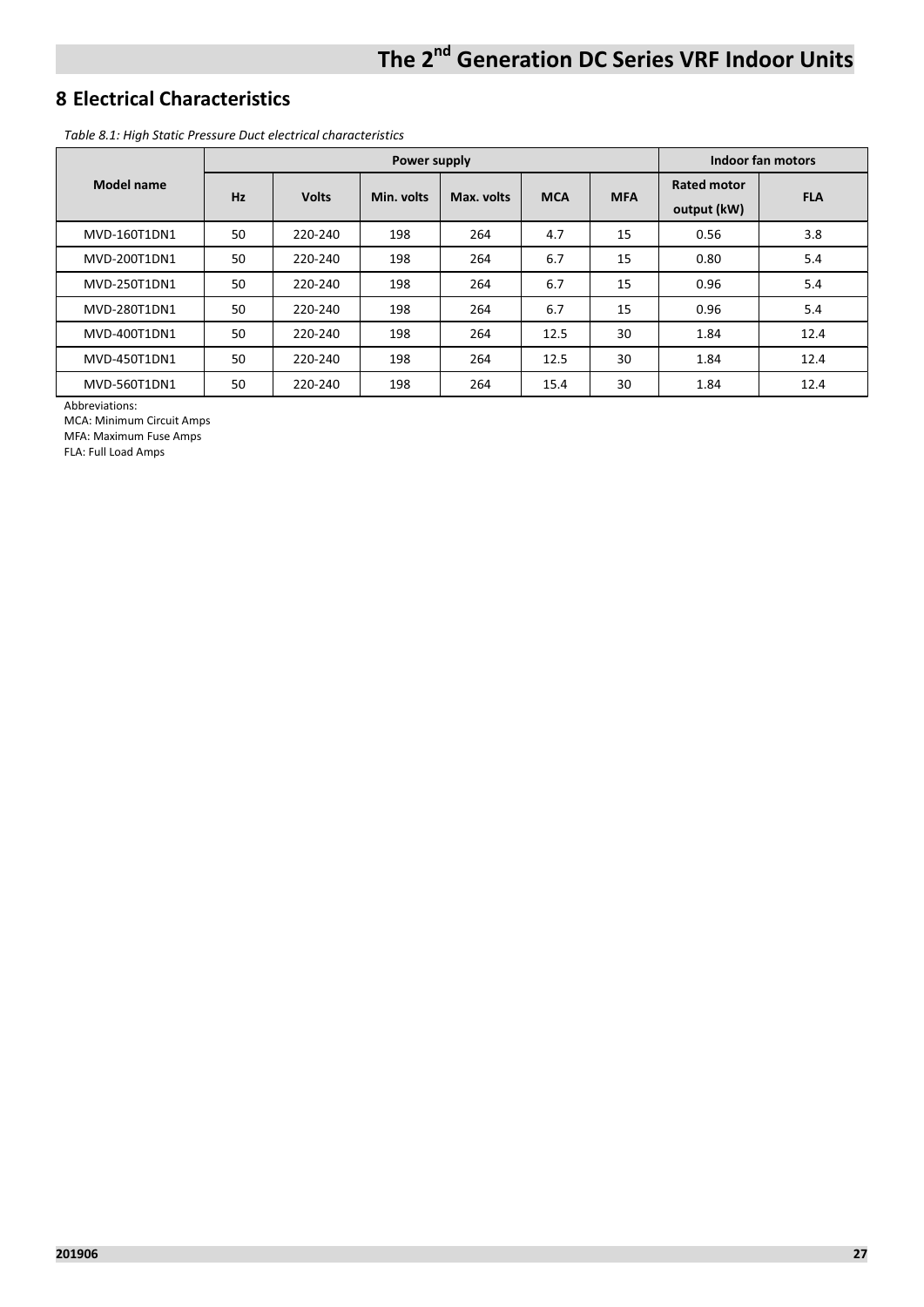## 8 Electrical Characteristics

*Table 8.1: High Static Pressure Duct electrical characteristics*

| Model name | Power supply | | | | | | Indoor fan motors | |
|---|---|---|---|---|---|---|---|---|
| | Hz | Volts | Min. volts | Max. volts | MCA | MFA | Rated motor output (kW) | FLA |
| MVD-160T1DN1 | 50 | 220-240 | 198 | 264 | 4.7 | 15 | 0.56 | 3.8 |
| MVD-200T1DN1 | 50 | 220-240 | 198 | 264 | 6.7 | 15 | 0.80 | 5.4 |
| MVD-250T1DN1 | 50 | 220-240 | 198 | 264 | 6.7 | 15 | 0.96 | 5.4 |
| MVD-280T1DN1 | 50 | 220-240 | 198 | 264 | 6.7 | 15 | 0.96 | 5.4 |
| MVD-400T1DN1 | 50 | 220-240 | 198 | 264 | 12.5 | 30 | 1.84 | 12.4 |
| MVD-450T1DN1 | 50 | 220-240 | 198 | 264 | 12.5 | 30 | 1.84 | 12.4 |
| MVD-560T1DN1 | 50 | 220-240 | 198 | 264 | 15.4 | 30 | 1.84 | 12.4 |

Abbreviations:
MCA: Minimum Circuit Amps
MFA: Maximum Fuse Amps
FLA: Full Load Amps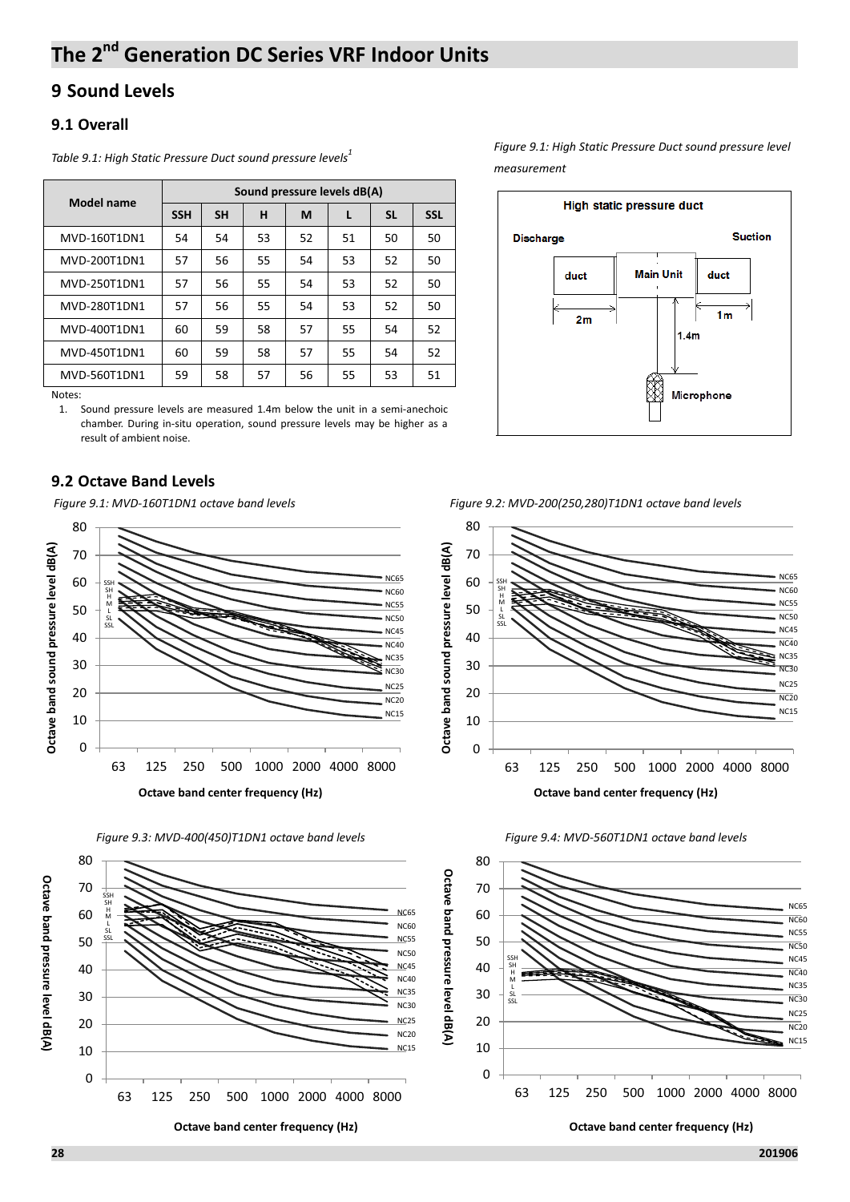# The 2nd Generation DC Series VRF Indoor Units

## 9 Sound Levels

### 9.1 Overall

*Table 9.1: High Static Pressure Duct sound pressure levels*[1]

| Model name | Sound pressure levels dB(A) | | | | | | |
|---|---|---|---|---|---|---|---|
| | SSH | SH | H | M | L | SL | SSL |
| MVD-160T1DN1 | 54 | 54 | 53 | 52 | 51 | 50 | 50 |
| MVD-200T1DN1 | 57 | 56 | 55 | 54 | 53 | 52 | 50 |
| MVD-250T1DN1 | 57 | 56 | 55 | 54 | 53 | 52 | 50 |
| MVD-280T1DN1 | 57 | 56 | 55 | 54 | 53 | 52 | 50 |
| MVD-400T1DN1 | 60 | 59 | 58 | 57 | 55 | 54 | 52 |
| MVD-450T1DN1 | 60 | 59 | 58 | 57 | 55 | 54 | 52 |
| MVD-560T1DN1 | 59 | 58 | 57 | 56 | 55 | 53 | 51 |

Notes:

1. Sound pressure levels are measured 1.4m below the unit in a semi-anechoic chamber. During in-situ operation, sound pressure levels may be higher as a result of ambient noise.

*Figure 9.1: High Static Pressure Duct sound pressure level measurement*

### 9.2 Octave Band Levels

*Figure 9.1: MVD-160T1DN1 octave band levels*

*Figure 9.2: MVD-200(250,280)T1DN1 octave band levels*

*Figure 9.3: MVD-400(450)T1DN1 octave band levels*

*Figure 9.4: MVD-560T1DN1 octave band levels*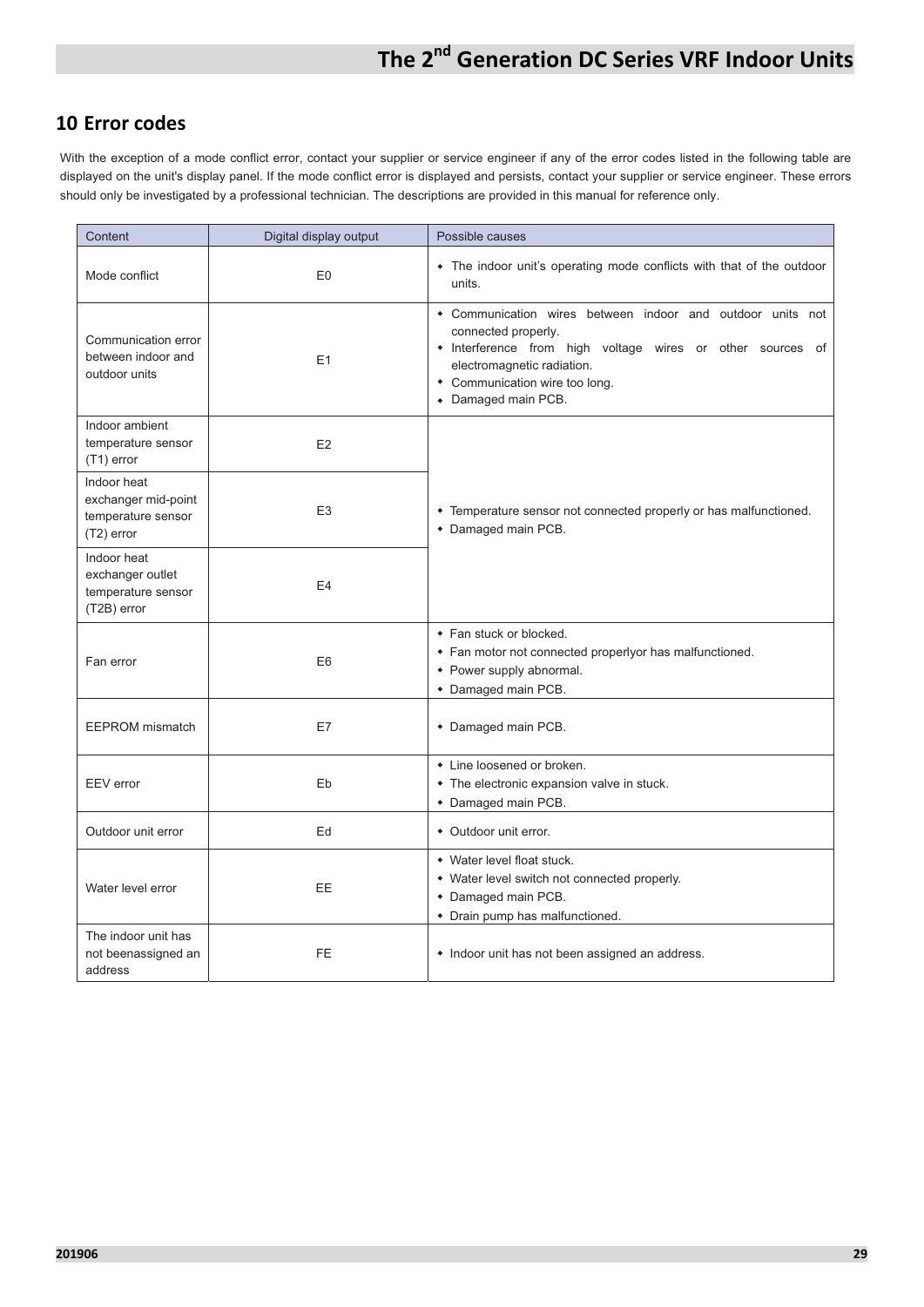## 10 Error codes

With the exception of a mode conflict error, contact your supplier or service engineer if any of the error codes listed in the following table are displayed on the unit's display panel. If the mode conflict error is displayed and persists, contact your supplier or service engineer. These errors should only be investigated by a professional technician. The descriptions are provided in this manual for reference only.

| Content | Digital display output | Possible causes |
|---|---|---|
| Mode conflict | E0 | • The indoor unit's operating mode conflicts with that of the outdoor units. |
| Communication error between indoor and outdoor units | E1 | • Communication wires between indoor and outdoor units not connected properly.<br>• Interference from high voltage wires or other sources of electromagnetic radiation.<br>• Communication wire too long.<br>• Damaged main PCB. |
| Indoor ambient temperature sensor (T1) error | E2 | • Temperature sensor not connected properly or has malfunctioned.<br>• Damaged main PCB. |
| Indoor heat exchanger mid-point temperature sensor (T2) error | E3 | |
| Indoor heat exchanger outlet temperature sensor (T2B) error | E4 | |
| Fan error | E6 | • Fan stuck or blocked.<br>• Fan motor not connected properlyor has malfunctioned.<br>• Power supply abnormal.<br>• Damaged main PCB. |
| EEPROM mismatch | E7 | • Damaged main PCB. |
| EEV error | Eb | • Line loosened or broken.<br>• The electronic expansion valve in stuck.<br>• Damaged main PCB. |
| Outdoor unit error | Ed | • Outdoor unit error. |
| Water level error | EE | • Water level float stuck.<br>• Water level switch not connected properly.<br>• Damaged main PCB.<br>• Drain pump has malfunctioned. |
| The indoor unit has not beenassigned an address | FE | • Indoor unit has not been assigned an address. |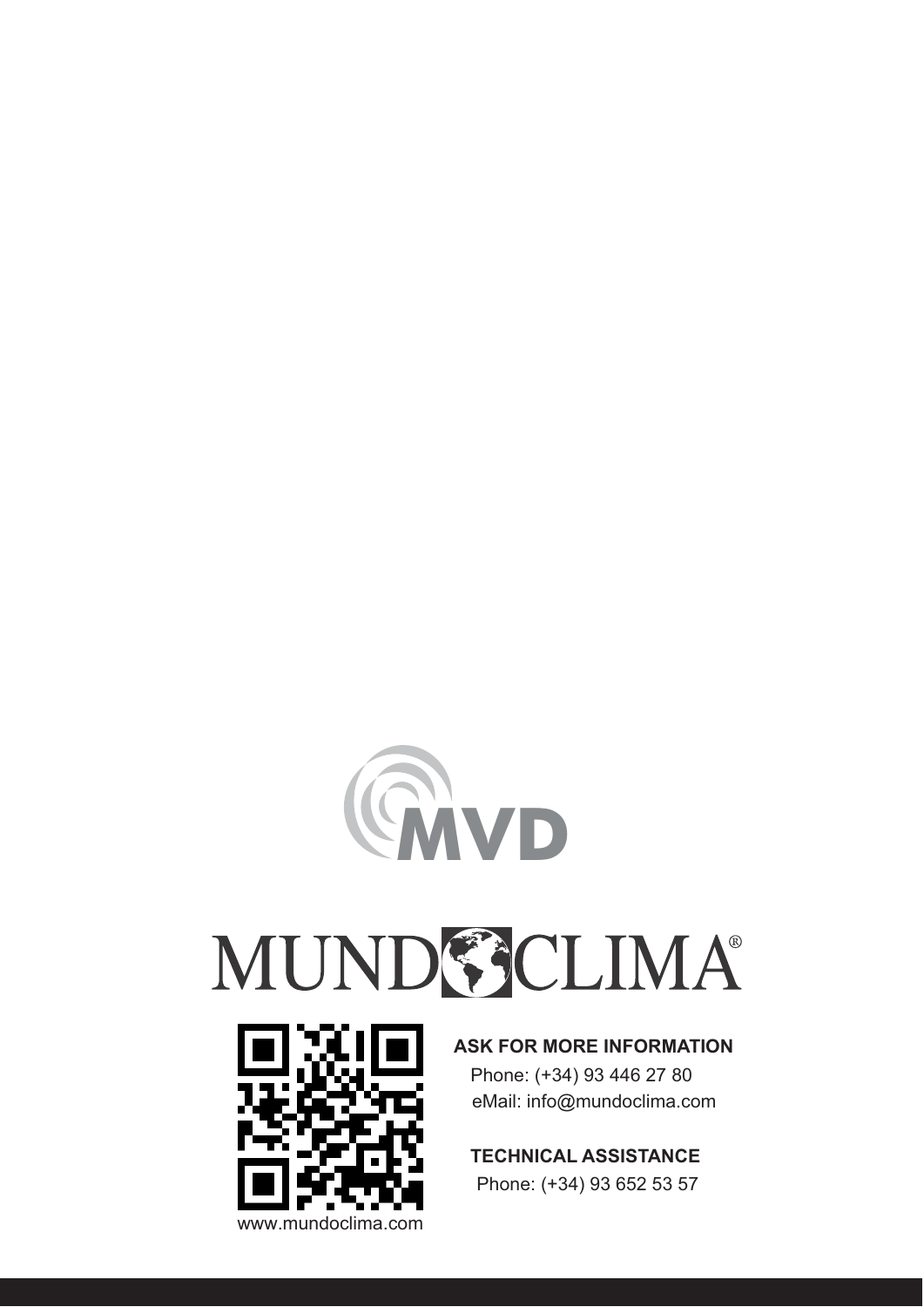MVD

MUNDOCLIMA®

www.mundoclima.com

**ASK FOR MORE INFORMATION**

Phone: (+34) 93 446 27 80

eMail: info@mundoclima.com

**TECHNICAL ASSISTANCE**

Phone: (+34) 93 652 53 57